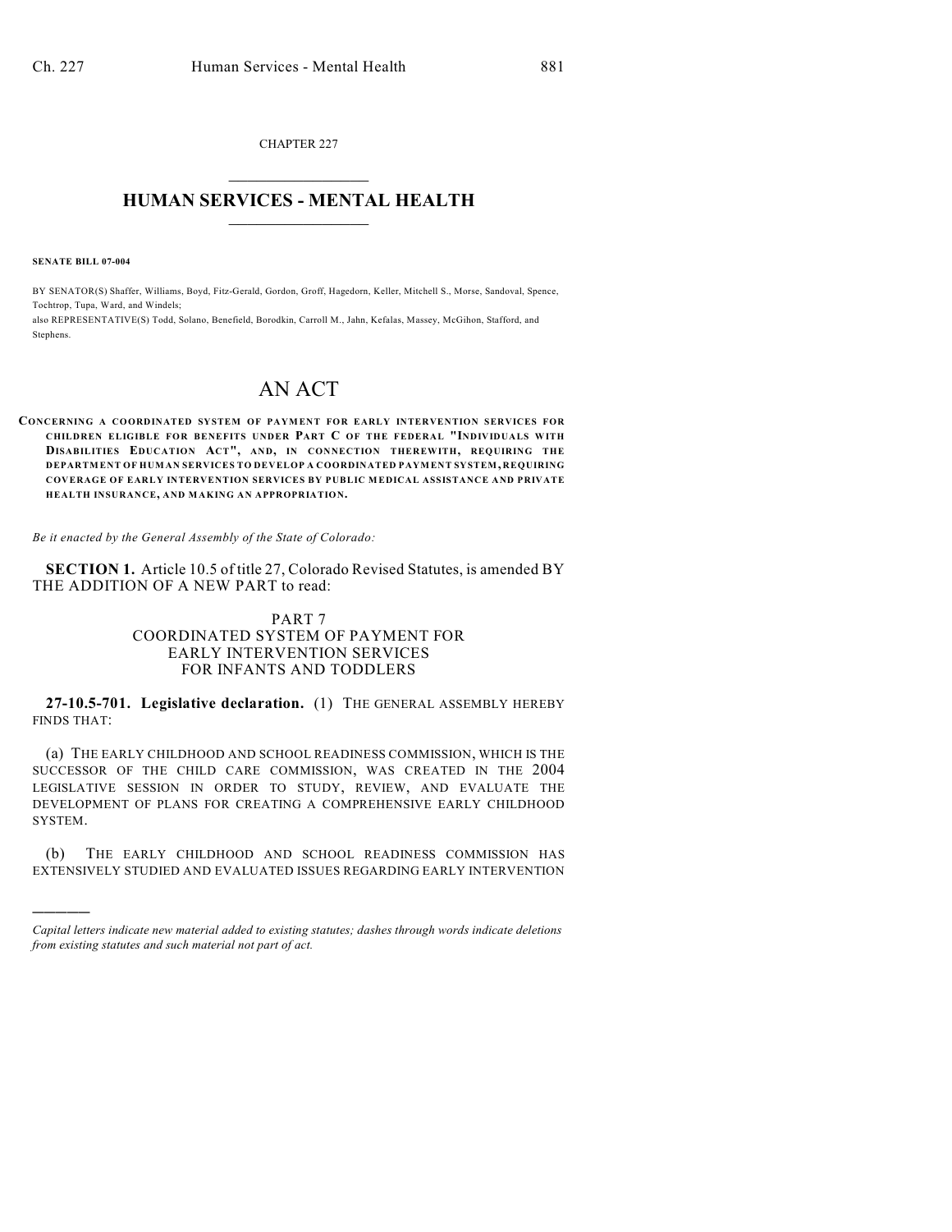CHAPTER 227

# HUMAN SERVICES - MENTAL HEALTH

**SENATE BILL 07-004**

BY SENATOR(S) Shaffer, Williams, Boyd, Fitz-Gerald, Gordon, Groff, Hagedorn, Keller, Mitchell S., Morse, Sandoval, Spence, Tochtrop, Tupa, Ward, and Windels;
also REPRESENTATIVE(S) Todd, Solano, Benefield, Borodkin, Carroll M., Jahn, Kefalas, Massey, McGihon, Stafford, and Stephens.

# AN ACT

**CONCERNING A COORDINATED SYSTEM OF PAYMENT FOR EARLY INTERVENTION SERVICES FOR CHILDREN ELIGIBLE FOR BENEFITS UNDER PART C OF THE FEDERAL "INDIVIDUALS WITH DISABILITIES EDUCATION ACT", AND, IN CONNECTION THEREWITH, REQUIRING THE DEPARTMENT OF HUMAN SERVICES TO DEVELOP A COORDINATED PAYMENT SYSTEM, REQUIRING COVERAGE OF EARLY INTERVENTION SERVICES BY PUBLIC MEDICAL ASSISTANCE AND PRIVATE HEALTH INSURANCE, AND MAKING AN APPROPRIATION.**

*Be it enacted by the General Assembly of the State of Colorado:*

**SECTION 1.** Article 10.5 of title 27, Colorado Revised Statutes, is amended BY THE ADDITION OF A NEW PART to read:

PART 7
COORDINATED SYSTEM OF PAYMENT FOR
EARLY INTERVENTION SERVICES
FOR INFANTS AND TODDLERS

**27-10.5-701. Legislative declaration.** (1) THE GENERAL ASSEMBLY HEREBY FINDS THAT:

(a) THE EARLY CHILDHOOD AND SCHOOL READINESS COMMISSION, WHICH IS THE SUCCESSOR OF THE CHILD CARE COMMISSION, WAS CREATED IN THE 2004 LEGISLATIVE SESSION IN ORDER TO STUDY, REVIEW, AND EVALUATE THE DEVELOPMENT OF PLANS FOR CREATING A COMPREHENSIVE EARLY CHILDHOOD SYSTEM.

(b) THE EARLY CHILDHOOD AND SCHOOL READINESS COMMISSION HAS EXTENSIVELY STUDIED AND EVALUATED ISSUES REGARDING EARLY INTERVENTION

---

*Capital letters indicate new material added to existing statutes; dashes through words indicate deletions from existing statutes and such material not part of act.*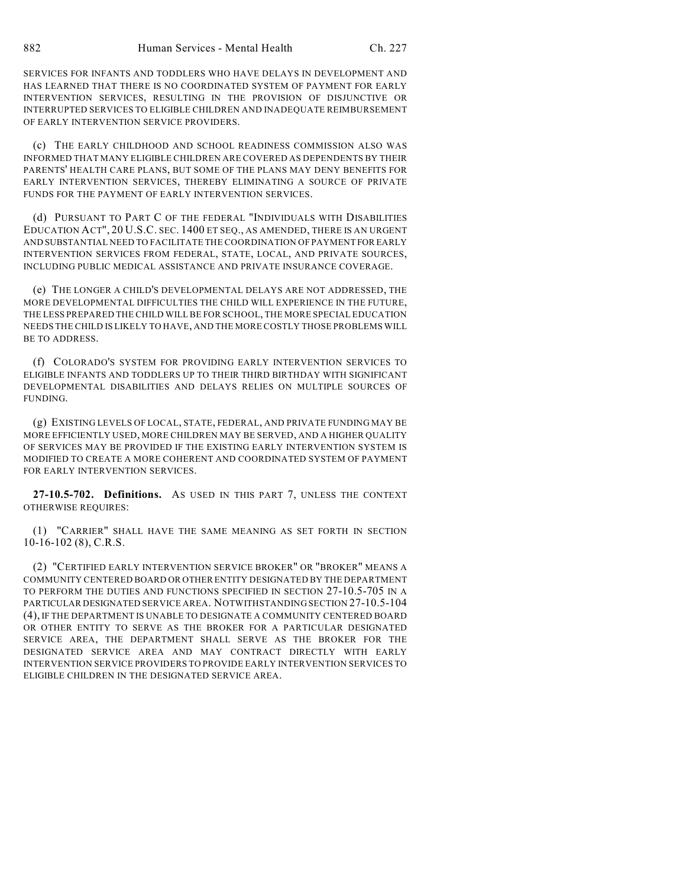SERVICES FOR INFANTS AND TODDLERS WHO HAVE DELAYS IN DEVELOPMENT AND HAS LEARNED THAT THERE IS NO COORDINATED SYSTEM OF PAYMENT FOR EARLY INTERVENTION SERVICES, RESULTING IN THE PROVISION OF DISJUNCTIVE OR INTERRUPTED SERVICES TO ELIGIBLE CHILDREN AND INADEQUATE REIMBURSEMENT OF EARLY INTERVENTION SERVICE PROVIDERS.

(c) THE EARLY CHILDHOOD AND SCHOOL READINESS COMMISSION ALSO WAS INFORMED THAT MANY ELIGIBLE CHILDREN ARE COVERED AS DEPENDENTS BY THEIR PARENTS' HEALTH CARE PLANS, BUT SOME OF THE PLANS MAY DENY BENEFITS FOR EARLY INTERVENTION SERVICES, THEREBY ELIMINATING A SOURCE OF PRIVATE FUNDS FOR THE PAYMENT OF EARLY INTERVENTION SERVICES.

(d) PURSUANT TO PART C OF THE FEDERAL "INDIVIDUALS WITH DISABILITIES EDUCATION ACT", 20 U.S.C. SEC. 1400 ET SEQ., AS AMENDED, THERE IS AN URGENT AND SUBSTANTIAL NEED TO FACILITATE THE COORDINATION OF PAYMENT FOR EARLY INTERVENTION SERVICES FROM FEDERAL, STATE, LOCAL, AND PRIVATE SOURCES, INCLUDING PUBLIC MEDICAL ASSISTANCE AND PRIVATE INSURANCE COVERAGE.

(e) THE LONGER A CHILD'S DEVELOPMENTAL DELAYS ARE NOT ADDRESSED, THE MORE DEVELOPMENTAL DIFFICULTIES THE CHILD WILL EXPERIENCE IN THE FUTURE, THE LESS PREPARED THE CHILD WILL BE FOR SCHOOL, THE MORE SPECIAL EDUCATION NEEDS THE CHILD IS LIKELY TO HAVE, AND THE MORE COSTLY THOSE PROBLEMS WILL BE TO ADDRESS.

(f) COLORADO'S SYSTEM FOR PROVIDING EARLY INTERVENTION SERVICES TO ELIGIBLE INFANTS AND TODDLERS UP TO THEIR THIRD BIRTHDAY WITH SIGNIFICANT DEVELOPMENTAL DISABILITIES AND DELAYS RELIES ON MULTIPLE SOURCES OF FUNDING.

(g) EXISTING LEVELS OF LOCAL, STATE, FEDERAL, AND PRIVATE FUNDING MAY BE MORE EFFICIENTLY USED, MORE CHILDREN MAY BE SERVED, AND A HIGHER QUALITY OF SERVICES MAY BE PROVIDED IF THE EXISTING EARLY INTERVENTION SYSTEM IS MODIFIED TO CREATE A MORE COHERENT AND COORDINATED SYSTEM OF PAYMENT FOR EARLY INTERVENTION SERVICES.

**27-10.5-702. Definitions.** AS USED IN THIS PART 7, UNLESS THE CONTEXT OTHERWISE REQUIRES:

(1) "CARRIER" SHALL HAVE THE SAME MEANING AS SET FORTH IN SECTION 10-16-102 (8), C.R.S.

(2) "CERTIFIED EARLY INTERVENTION SERVICE BROKER" OR "BROKER" MEANS A COMMUNITY CENTERED BOARD OR OTHER ENTITY DESIGNATED BY THE DEPARTMENT TO PERFORM THE DUTIES AND FUNCTIONS SPECIFIED IN SECTION 27-10.5-705 IN A PARTICULAR DESIGNATED SERVICE AREA. NOTWITHSTANDING SECTION 27-10.5-104 (4), IF THE DEPARTMENT IS UNABLE TO DESIGNATE A COMMUNITY CENTERED BOARD OR OTHER ENTITY TO SERVE AS THE BROKER FOR A PARTICULAR DESIGNATED SERVICE AREA, THE DEPARTMENT SHALL SERVE AS THE BROKER FOR THE DESIGNATED SERVICE AREA AND MAY CONTRACT DIRECTLY WITH EARLY INTERVENTION SERVICE PROVIDERS TO PROVIDE EARLY INTERVENTION SERVICES TO ELIGIBLE CHILDREN IN THE DESIGNATED SERVICE AREA.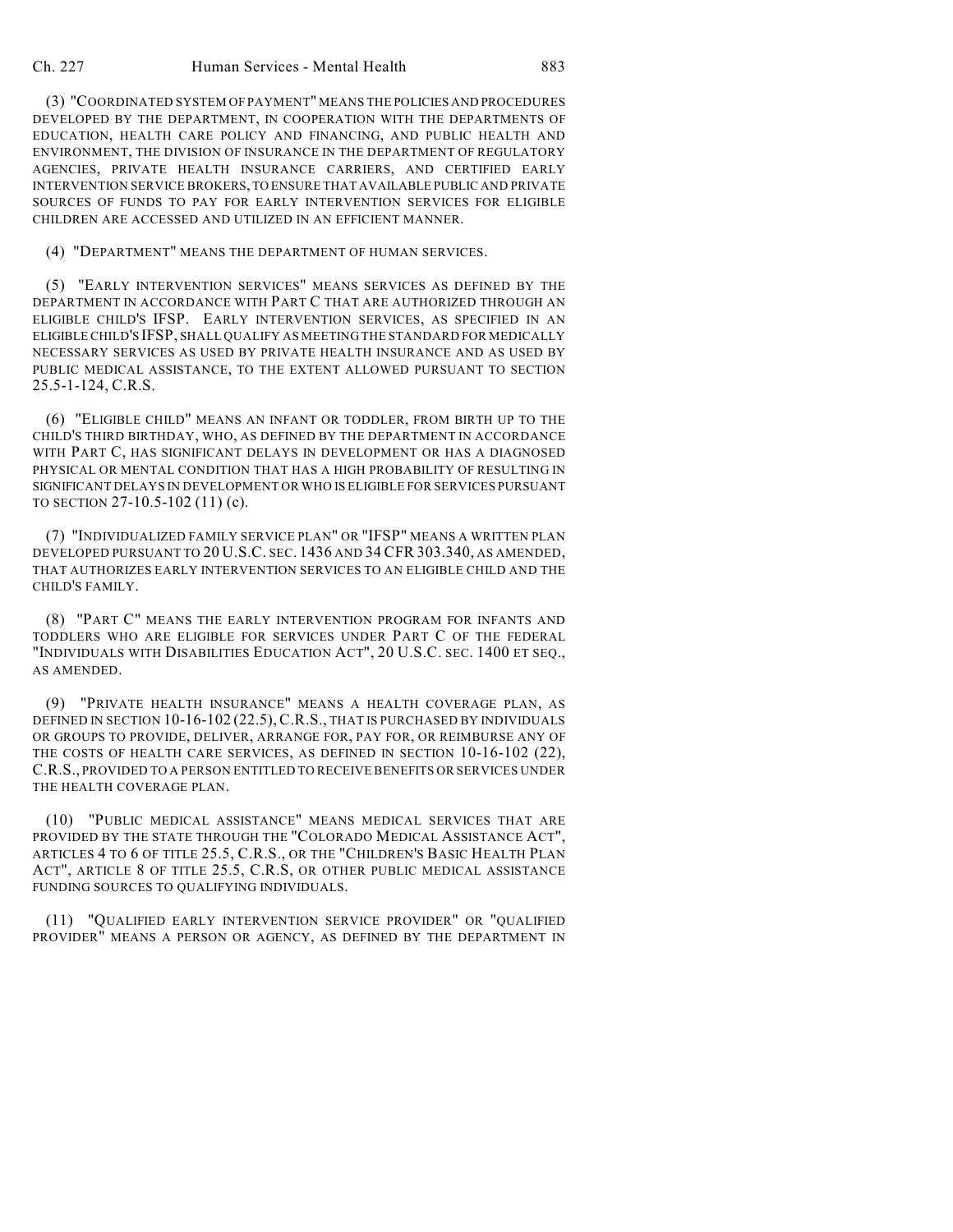(3) "COORDINATED SYSTEM OF PAYMENT" MEANS THE POLICIES AND PROCEDURES DEVELOPED BY THE DEPARTMENT, IN COOPERATION WITH THE DEPARTMENTS OF EDUCATION, HEALTH CARE POLICY AND FINANCING, AND PUBLIC HEALTH AND ENVIRONMENT, THE DIVISION OF INSURANCE IN THE DEPARTMENT OF REGULATORY AGENCIES, PRIVATE HEALTH INSURANCE CARRIERS, AND CERTIFIED EARLY INTERVENTION SERVICE BROKERS, TO ENSURE THAT AVAILABLE PUBLIC AND PRIVATE SOURCES OF FUNDS TO PAY FOR EARLY INTERVENTION SERVICES FOR ELIGIBLE CHILDREN ARE ACCESSED AND UTILIZED IN AN EFFICIENT MANNER.

(4) "DEPARTMENT" MEANS THE DEPARTMENT OF HUMAN SERVICES.

(5) "EARLY INTERVENTION SERVICES" MEANS SERVICES AS DEFINED BY THE DEPARTMENT IN ACCORDANCE WITH PART C THAT ARE AUTHORIZED THROUGH AN ELIGIBLE CHILD'S IFSP. EARLY INTERVENTION SERVICES, AS SPECIFIED IN AN ELIGIBLE CHILD'S IFSP, SHALL QUALIFY AS MEETING THE STANDARD FOR MEDICALLY NECESSARY SERVICES AS USED BY PRIVATE HEALTH INSURANCE AND AS USED BY PUBLIC MEDICAL ASSISTANCE, TO THE EXTENT ALLOWED PURSUANT TO SECTION 25.5-1-124, C.R.S.

(6) "ELIGIBLE CHILD" MEANS AN INFANT OR TODDLER, FROM BIRTH UP TO THE CHILD'S THIRD BIRTHDAY, WHO, AS DEFINED BY THE DEPARTMENT IN ACCORDANCE WITH PART C, HAS SIGNIFICANT DELAYS IN DEVELOPMENT OR HAS A DIAGNOSED PHYSICAL OR MENTAL CONDITION THAT HAS A HIGH PROBABILITY OF RESULTING IN SIGNIFICANT DELAYS IN DEVELOPMENT OR WHO IS ELIGIBLE FOR SERVICES PURSUANT TO SECTION 27-10.5-102 (11) (c).

(7) "INDIVIDUALIZED FAMILY SERVICE PLAN" OR "IFSP" MEANS A WRITTEN PLAN DEVELOPED PURSUANT TO 20 U.S.C. SEC. 1436 AND 34 CFR 303.340, AS AMENDED, THAT AUTHORIZES EARLY INTERVENTION SERVICES TO AN ELIGIBLE CHILD AND THE CHILD'S FAMILY.

(8) "PART C" MEANS THE EARLY INTERVENTION PROGRAM FOR INFANTS AND TODDLERS WHO ARE ELIGIBLE FOR SERVICES UNDER PART C OF THE FEDERAL "INDIVIDUALS WITH DISABILITIES EDUCATION ACT", 20 U.S.C. SEC. 1400 ET SEQ., AS AMENDED.

(9) "PRIVATE HEALTH INSURANCE" MEANS A HEALTH COVERAGE PLAN, AS DEFINED IN SECTION 10-16-102 (22.5), C.R.S., THAT IS PURCHASED BY INDIVIDUALS OR GROUPS TO PROVIDE, DELIVER, ARRANGE FOR, PAY FOR, OR REIMBURSE ANY OF THE COSTS OF HEALTH CARE SERVICES, AS DEFINED IN SECTION 10-16-102 (22), C.R.S., PROVIDED TO A PERSON ENTITLED TO RECEIVE BENEFITS OR SERVICES UNDER THE HEALTH COVERAGE PLAN.

(10) "PUBLIC MEDICAL ASSISTANCE" MEANS MEDICAL SERVICES THAT ARE PROVIDED BY THE STATE THROUGH THE "COLORADO MEDICAL ASSISTANCE ACT", ARTICLES 4 TO 6 OF TITLE 25.5, C.R.S., OR THE "CHILDREN'S BASIC HEALTH PLAN ACT", ARTICLE 8 OF TITLE 25.5, C.R.S, OR OTHER PUBLIC MEDICAL ASSISTANCE FUNDING SOURCES TO QUALIFYING INDIVIDUALS.

(11) "QUALIFIED EARLY INTERVENTION SERVICE PROVIDER" OR "QUALIFIED PROVIDER" MEANS A PERSON OR AGENCY, AS DEFINED BY THE DEPARTMENT IN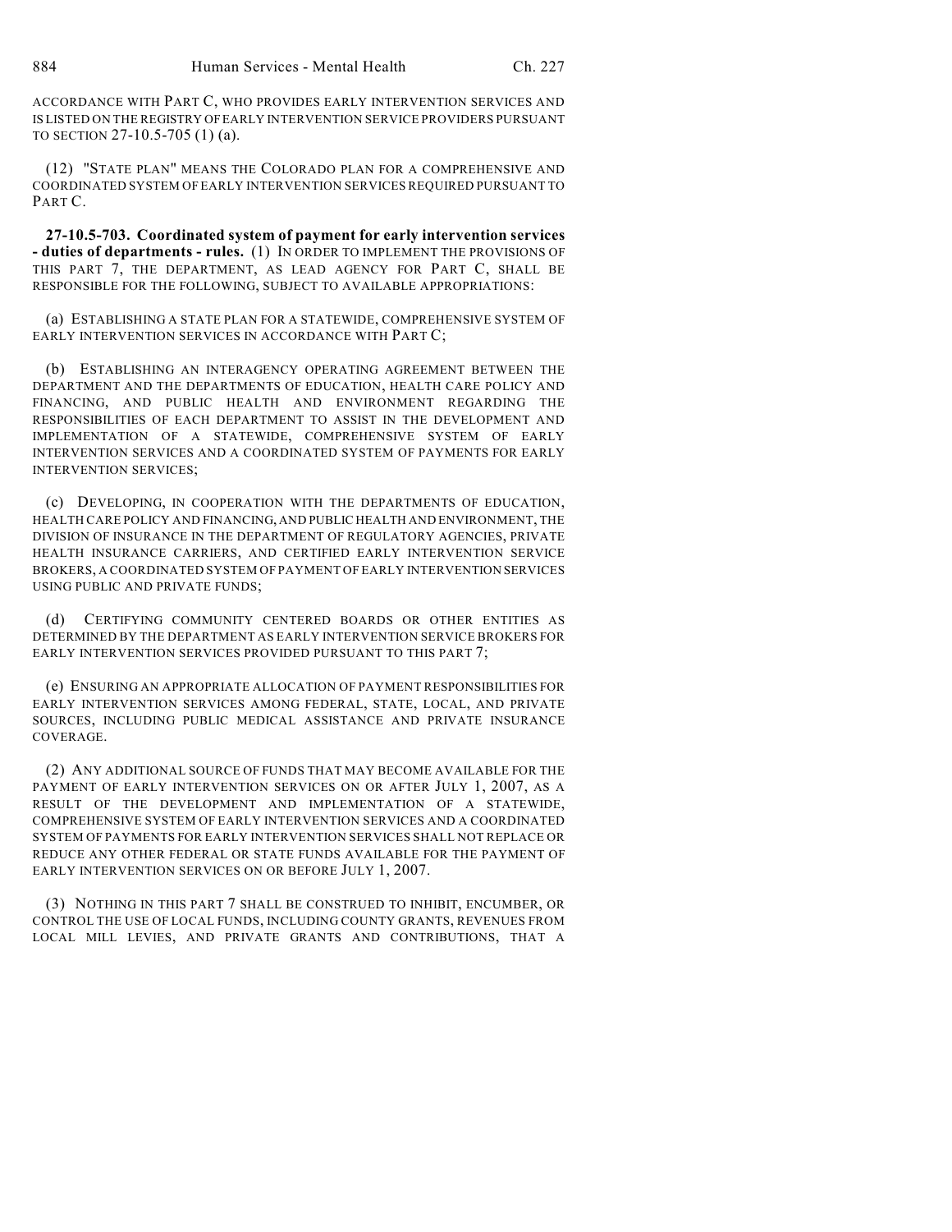ACCORDANCE WITH PART C, WHO PROVIDES EARLY INTERVENTION SERVICES AND IS LISTED ON THE REGISTRY OF EARLY INTERVENTION SERVICE PROVIDERS PURSUANT TO SECTION 27-10.5-705 (1) (a).

(12) "STATE PLAN" MEANS THE COLORADO PLAN FOR A COMPREHENSIVE AND COORDINATED SYSTEM OF EARLY INTERVENTION SERVICES REQUIRED PURSUANT TO PART C.

**27-10.5-703. Coordinated system of payment for early intervention services - duties of departments - rules.** (1) IN ORDER TO IMPLEMENT THE PROVISIONS OF THIS PART 7, THE DEPARTMENT, AS LEAD AGENCY FOR PART C, SHALL BE RESPONSIBLE FOR THE FOLLOWING, SUBJECT TO AVAILABLE APPROPRIATIONS:

(a) ESTABLISHING A STATE PLAN FOR A STATEWIDE, COMPREHENSIVE SYSTEM OF EARLY INTERVENTION SERVICES IN ACCORDANCE WITH PART C;

(b) ESTABLISHING AN INTERAGENCY OPERATING AGREEMENT BETWEEN THE DEPARTMENT AND THE DEPARTMENTS OF EDUCATION, HEALTH CARE POLICY AND FINANCING, AND PUBLIC HEALTH AND ENVIRONMENT REGARDING THE RESPONSIBILITIES OF EACH DEPARTMENT TO ASSIST IN THE DEVELOPMENT AND IMPLEMENTATION OF A STATEWIDE, COMPREHENSIVE SYSTEM OF EARLY INTERVENTION SERVICES AND A COORDINATED SYSTEM OF PAYMENTS FOR EARLY INTERVENTION SERVICES;

(c) DEVELOPING, IN COOPERATION WITH THE DEPARTMENTS OF EDUCATION, HEALTH CARE POLICY AND FINANCING, AND PUBLIC HEALTH AND ENVIRONMENT, THE DIVISION OF INSURANCE IN THE DEPARTMENT OF REGULATORY AGENCIES, PRIVATE HEALTH INSURANCE CARRIERS, AND CERTIFIED EARLY INTERVENTION SERVICE BROKERS, A COORDINATED SYSTEM OF PAYMENT OF EARLY INTERVENTION SERVICES USING PUBLIC AND PRIVATE FUNDS;

(d) CERTIFYING COMMUNITY CENTERED BOARDS OR OTHER ENTITIES AS DETERMINED BY THE DEPARTMENT AS EARLY INTERVENTION SERVICE BROKERS FOR EARLY INTERVENTION SERVICES PROVIDED PURSUANT TO THIS PART 7;

(e) ENSURING AN APPROPRIATE ALLOCATION OF PAYMENT RESPONSIBILITIES FOR EARLY INTERVENTION SERVICES AMONG FEDERAL, STATE, LOCAL, AND PRIVATE SOURCES, INCLUDING PUBLIC MEDICAL ASSISTANCE AND PRIVATE INSURANCE COVERAGE.

(2) ANY ADDITIONAL SOURCE OF FUNDS THAT MAY BECOME AVAILABLE FOR THE PAYMENT OF EARLY INTERVENTION SERVICES ON OR AFTER JULY 1, 2007, AS A RESULT OF THE DEVELOPMENT AND IMPLEMENTATION OF A STATEWIDE, COMPREHENSIVE SYSTEM OF EARLY INTERVENTION SERVICES AND A COORDINATED SYSTEM OF PAYMENTS FOR EARLY INTERVENTION SERVICES SHALL NOT REPLACE OR REDUCE ANY OTHER FEDERAL OR STATE FUNDS AVAILABLE FOR THE PAYMENT OF EARLY INTERVENTION SERVICES ON OR BEFORE JULY 1, 2007.

(3) NOTHING IN THIS PART 7 SHALL BE CONSTRUED TO INHIBIT, ENCUMBER, OR CONTROL THE USE OF LOCAL FUNDS, INCLUDING COUNTY GRANTS, REVENUES FROM LOCAL MILL LEVIES, AND PRIVATE GRANTS AND CONTRIBUTIONS, THAT A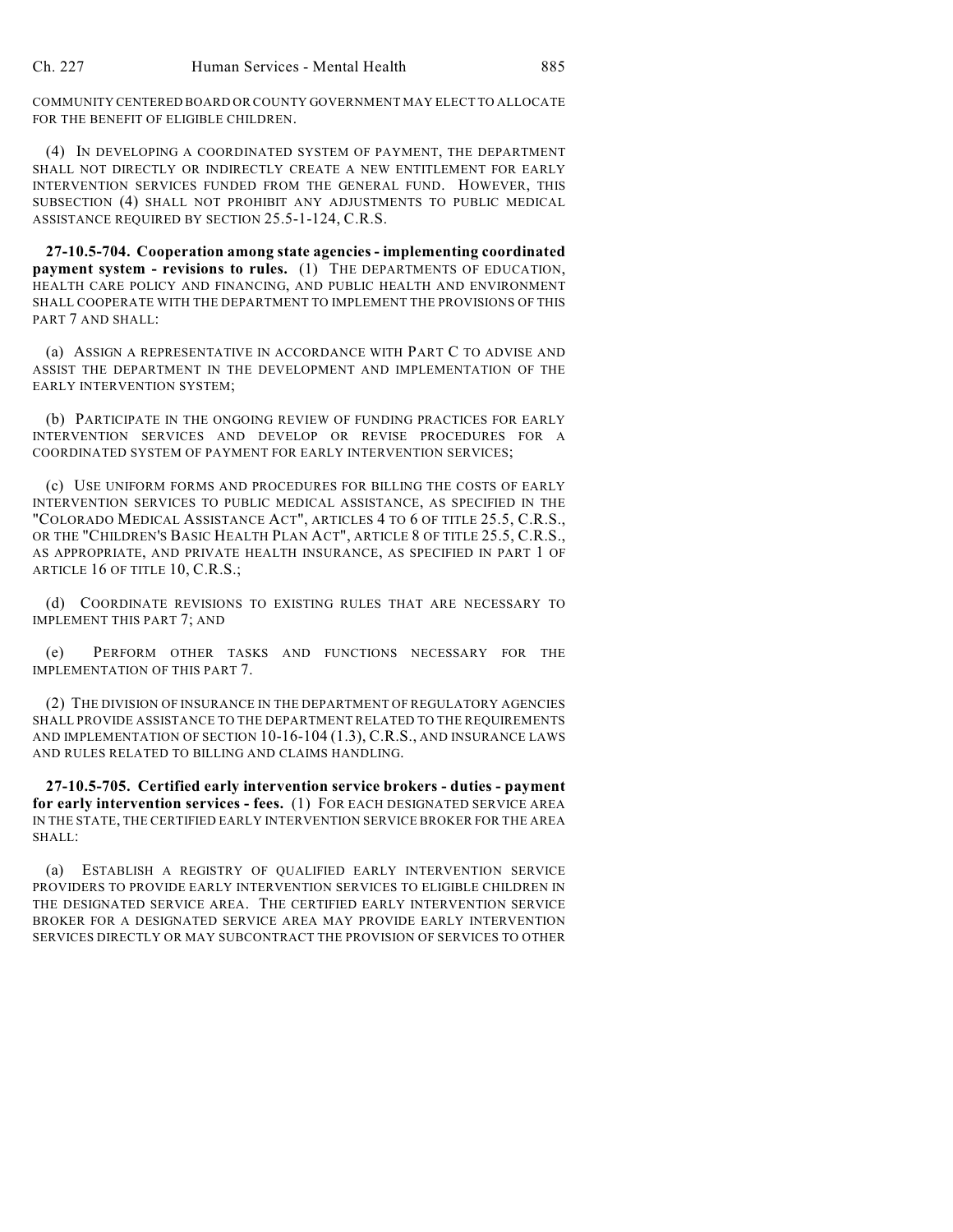COMMUNITY CENTERED BOARD OR COUNTY GOVERNMENT MAY ELECT TO ALLOCATE FOR THE BENEFIT OF ELIGIBLE CHILDREN.

(4) IN DEVELOPING A COORDINATED SYSTEM OF PAYMENT, THE DEPARTMENT SHALL NOT DIRECTLY OR INDIRECTLY CREATE A NEW ENTITLEMENT FOR EARLY INTERVENTION SERVICES FUNDED FROM THE GENERAL FUND. HOWEVER, THIS SUBSECTION (4) SHALL NOT PROHIBIT ANY ADJUSTMENTS TO PUBLIC MEDICAL ASSISTANCE REQUIRED BY SECTION 25.5-1-124, C.R.S.

**27-10.5-704. Cooperation among state agencies - implementing coordinated payment system - revisions to rules.** (1) THE DEPARTMENTS OF EDUCATION, HEALTH CARE POLICY AND FINANCING, AND PUBLIC HEALTH AND ENVIRONMENT SHALL COOPERATE WITH THE DEPARTMENT TO IMPLEMENT THE PROVISIONS OF THIS PART 7 AND SHALL:

(a) ASSIGN A REPRESENTATIVE IN ACCORDANCE WITH PART C TO ADVISE AND ASSIST THE DEPARTMENT IN THE DEVELOPMENT AND IMPLEMENTATION OF THE EARLY INTERVENTION SYSTEM;

(b) PARTICIPATE IN THE ONGOING REVIEW OF FUNDING PRACTICES FOR EARLY INTERVENTION SERVICES AND DEVELOP OR REVISE PROCEDURES FOR A COORDINATED SYSTEM OF PAYMENT FOR EARLY INTERVENTION SERVICES;

(c) USE UNIFORM FORMS AND PROCEDURES FOR BILLING THE COSTS OF EARLY INTERVENTION SERVICES TO PUBLIC MEDICAL ASSISTANCE, AS SPECIFIED IN THE "COLORADO MEDICAL ASSISTANCE ACT", ARTICLES 4 TO 6 OF TITLE 25.5, C.R.S., OR THE "CHILDREN'S BASIC HEALTH PLAN ACT", ARTICLE 8 OF TITLE 25.5, C.R.S., AS APPROPRIATE, AND PRIVATE HEALTH INSURANCE, AS SPECIFIED IN PART 1 OF ARTICLE 16 OF TITLE 10, C.R.S.;

(d) COORDINATE REVISIONS TO EXISTING RULES THAT ARE NECESSARY TO IMPLEMENT THIS PART 7; AND

(e) PERFORM OTHER TASKS AND FUNCTIONS NECESSARY FOR THE IMPLEMENTATION OF THIS PART 7.

(2) THE DIVISION OF INSURANCE IN THE DEPARTMENT OF REGULATORY AGENCIES SHALL PROVIDE ASSISTANCE TO THE DEPARTMENT RELATED TO THE REQUIREMENTS AND IMPLEMENTATION OF SECTION 10-16-104 (1.3), C.R.S., AND INSURANCE LAWS AND RULES RELATED TO BILLING AND CLAIMS HANDLING.

**27-10.5-705. Certified early intervention service brokers - duties - payment for early intervention services - fees.** (1) FOR EACH DESIGNATED SERVICE AREA IN THE STATE, THE CERTIFIED EARLY INTERVENTION SERVICE BROKER FOR THE AREA SHALL:

(a) ESTABLISH A REGISTRY OF QUALIFIED EARLY INTERVENTION SERVICE PROVIDERS TO PROVIDE EARLY INTERVENTION SERVICES TO ELIGIBLE CHILDREN IN THE DESIGNATED SERVICE AREA. THE CERTIFIED EARLY INTERVENTION SERVICE BROKER FOR A DESIGNATED SERVICE AREA MAY PROVIDE EARLY INTERVENTION SERVICES DIRECTLY OR MAY SUBCONTRACT THE PROVISION OF SERVICES TO OTHER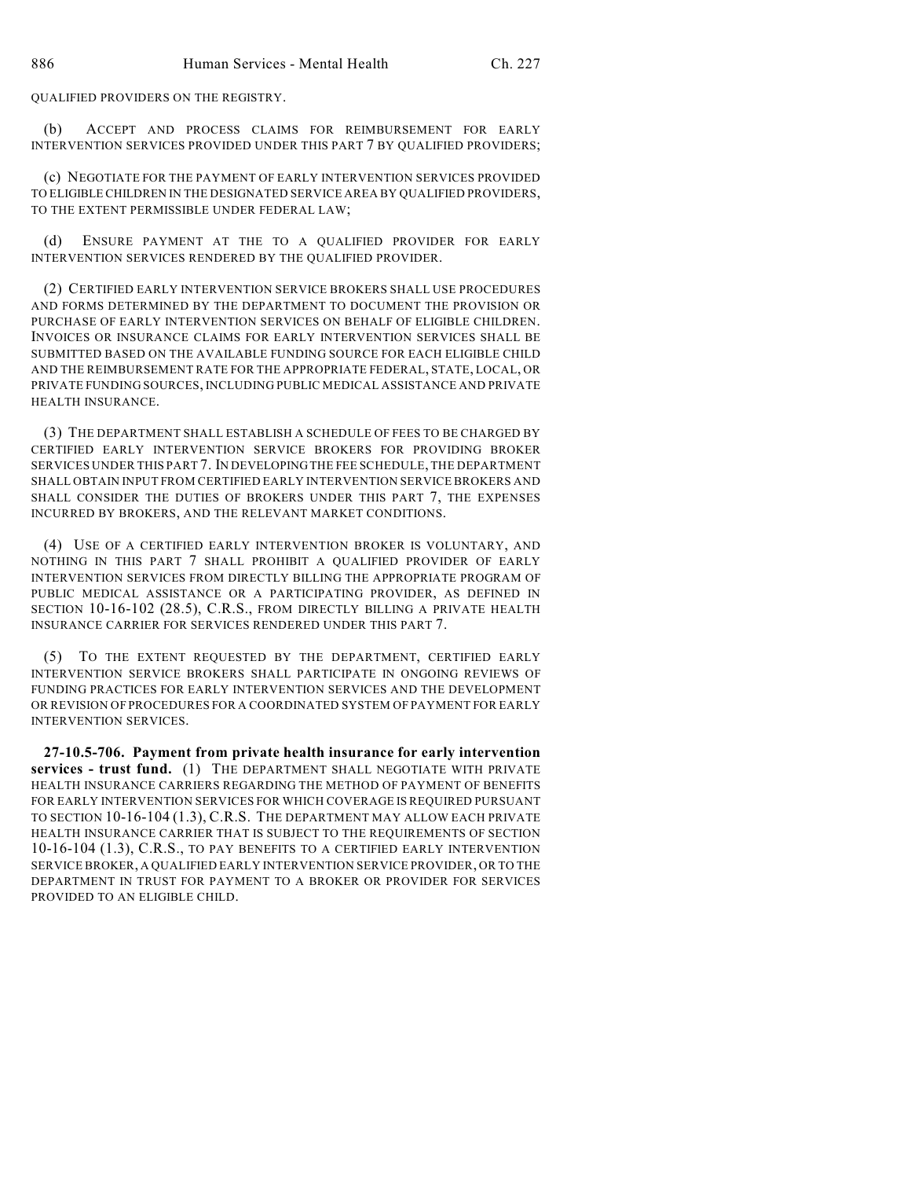QUALIFIED PROVIDERS ON THE REGISTRY.

(b) ACCEPT AND PROCESS CLAIMS FOR REIMBURSEMENT FOR EARLY INTERVENTION SERVICES PROVIDED UNDER THIS PART 7 BY QUALIFIED PROVIDERS;

(c) NEGOTIATE FOR THE PAYMENT OF EARLY INTERVENTION SERVICES PROVIDED TO ELIGIBLE CHILDREN IN THE DESIGNATED SERVICE AREA BY QUALIFIED PROVIDERS, TO THE EXTENT PERMISSIBLE UNDER FEDERAL LAW;

(d) ENSURE PAYMENT AT THE TO A QUALIFIED PROVIDER FOR EARLY INTERVENTION SERVICES RENDERED BY THE QUALIFIED PROVIDER.

(2) CERTIFIED EARLY INTERVENTION SERVICE BROKERS SHALL USE PROCEDURES AND FORMS DETERMINED BY THE DEPARTMENT TO DOCUMENT THE PROVISION OR PURCHASE OF EARLY INTERVENTION SERVICES ON BEHALF OF ELIGIBLE CHILDREN. INVOICES OR INSURANCE CLAIMS FOR EARLY INTERVENTION SERVICES SHALL BE SUBMITTED BASED ON THE AVAILABLE FUNDING SOURCE FOR EACH ELIGIBLE CHILD AND THE REIMBURSEMENT RATE FOR THE APPROPRIATE FEDERAL, STATE, LOCAL, OR PRIVATE FUNDING SOURCES, INCLUDING PUBLIC MEDICAL ASSISTANCE AND PRIVATE HEALTH INSURANCE.

(3) THE DEPARTMENT SHALL ESTABLISH A SCHEDULE OF FEES TO BE CHARGED BY CERTIFIED EARLY INTERVENTION SERVICE BROKERS FOR PROVIDING BROKER SERVICES UNDER THIS PART 7. IN DEVELOPING THE FEE SCHEDULE, THE DEPARTMENT SHALL OBTAIN INPUT FROM CERTIFIED EARLY INTERVENTION SERVICE BROKERS AND SHALL CONSIDER THE DUTIES OF BROKERS UNDER THIS PART 7, THE EXPENSES INCURRED BY BROKERS, AND THE RELEVANT MARKET CONDITIONS.

(4) USE OF A CERTIFIED EARLY INTERVENTION BROKER IS VOLUNTARY, AND NOTHING IN THIS PART 7 SHALL PROHIBIT A QUALIFIED PROVIDER OF EARLY INTERVENTION SERVICES FROM DIRECTLY BILLING THE APPROPRIATE PROGRAM OF PUBLIC MEDICAL ASSISTANCE OR A PARTICIPATING PROVIDER, AS DEFINED IN SECTION 10-16-102 (28.5), C.R.S., FROM DIRECTLY BILLING A PRIVATE HEALTH INSURANCE CARRIER FOR SERVICES RENDERED UNDER THIS PART 7.

(5) TO THE EXTENT REQUESTED BY THE DEPARTMENT, CERTIFIED EARLY INTERVENTION SERVICE BROKERS SHALL PARTICIPATE IN ONGOING REVIEWS OF FUNDING PRACTICES FOR EARLY INTERVENTION SERVICES AND THE DEVELOPMENT OR REVISION OF PROCEDURES FOR A COORDINATED SYSTEM OF PAYMENT FOR EARLY INTERVENTION SERVICES.

**27-10.5-706. Payment from private health insurance for early intervention services - trust fund.** (1) THE DEPARTMENT SHALL NEGOTIATE WITH PRIVATE HEALTH INSURANCE CARRIERS REGARDING THE METHOD OF PAYMENT OF BENEFITS FOR EARLY INTERVENTION SERVICES FOR WHICH COVERAGE IS REQUIRED PURSUANT TO SECTION 10-16-104 (1.3), C.R.S. THE DEPARTMENT MAY ALLOW EACH PRIVATE HEALTH INSURANCE CARRIER THAT IS SUBJECT TO THE REQUIREMENTS OF SECTION 10-16-104 (1.3), C.R.S., TO PAY BENEFITS TO A CERTIFIED EARLY INTERVENTION SERVICE BROKER, A QUALIFIED EARLY INTERVENTION SERVICE PROVIDER, OR TO THE DEPARTMENT IN TRUST FOR PAYMENT TO A BROKER OR PROVIDER FOR SERVICES PROVIDED TO AN ELIGIBLE CHILD.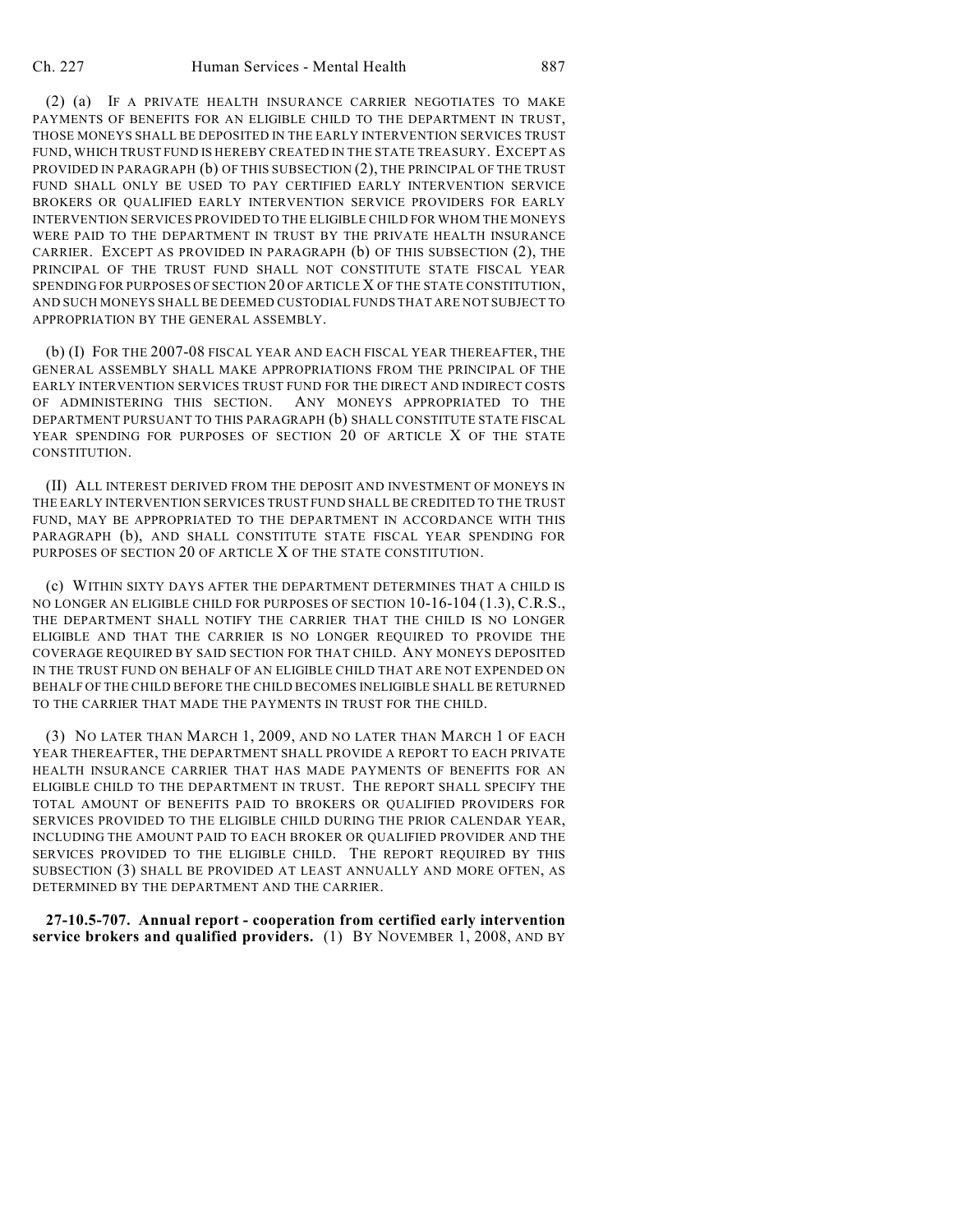(2) (a) IF A PRIVATE HEALTH INSURANCE CARRIER NEGOTIATES TO MAKE PAYMENTS OF BENEFITS FOR AN ELIGIBLE CHILD TO THE DEPARTMENT IN TRUST, THOSE MONEYS SHALL BE DEPOSITED IN THE EARLY INTERVENTION SERVICES TRUST FUND, WHICH TRUST FUND IS HEREBY CREATED IN THE STATE TREASURY. EXCEPT AS PROVIDED IN PARAGRAPH (b) OF THIS SUBSECTION (2), THE PRINCIPAL OF THE TRUST FUND SHALL ONLY BE USED TO PAY CERTIFIED EARLY INTERVENTION SERVICE BROKERS OR QUALIFIED EARLY INTERVENTION SERVICE PROVIDERS FOR EARLY INTERVENTION SERVICES PROVIDED TO THE ELIGIBLE CHILD FOR WHOM THE MONEYS WERE PAID TO THE DEPARTMENT IN TRUST BY THE PRIVATE HEALTH INSURANCE CARRIER. EXCEPT AS PROVIDED IN PARAGRAPH (b) OF THIS SUBSECTION (2), THE PRINCIPAL OF THE TRUST FUND SHALL NOT CONSTITUTE STATE FISCAL YEAR SPENDING FOR PURPOSES OF SECTION 20 OF ARTICLE X OF THE STATE CONSTITUTION, AND SUCH MONEYS SHALL BE DEEMED CUSTODIAL FUNDS THAT ARE NOT SUBJECT TO APPROPRIATION BY THE GENERAL ASSEMBLY.

(b) (I) FOR THE 2007-08 FISCAL YEAR AND EACH FISCAL YEAR THEREAFTER, THE GENERAL ASSEMBLY SHALL MAKE APPROPRIATIONS FROM THE PRINCIPAL OF THE EARLY INTERVENTION SERVICES TRUST FUND FOR THE DIRECT AND INDIRECT COSTS OF ADMINISTERING THIS SECTION. ANY MONEYS APPROPRIATED TO THE DEPARTMENT PURSUANT TO THIS PARAGRAPH (b) SHALL CONSTITUTE STATE FISCAL YEAR SPENDING FOR PURPOSES OF SECTION 20 OF ARTICLE X OF THE STATE CONSTITUTION.

(II) ALL INTEREST DERIVED FROM THE DEPOSIT AND INVESTMENT OF MONEYS IN THE EARLY INTERVENTION SERVICES TRUST FUND SHALL BE CREDITED TO THE TRUST FUND, MAY BE APPROPRIATED TO THE DEPARTMENT IN ACCORDANCE WITH THIS PARAGRAPH (b), AND SHALL CONSTITUTE STATE FISCAL YEAR SPENDING FOR PURPOSES OF SECTION 20 OF ARTICLE X OF THE STATE CONSTITUTION.

(c) WITHIN SIXTY DAYS AFTER THE DEPARTMENT DETERMINES THAT A CHILD IS NO LONGER AN ELIGIBLE CHILD FOR PURPOSES OF SECTION 10-16-104 (1.3), C.R.S., THE DEPARTMENT SHALL NOTIFY THE CARRIER THAT THE CHILD IS NO LONGER ELIGIBLE AND THAT THE CARRIER IS NO LONGER REQUIRED TO PROVIDE THE COVERAGE REQUIRED BY SAID SECTION FOR THAT CHILD. ANY MONEYS DEPOSITED IN THE TRUST FUND ON BEHALF OF AN ELIGIBLE CHILD THAT ARE NOT EXPENDED ON BEHALF OF THE CHILD BEFORE THE CHILD BECOMES INELIGIBLE SHALL BE RETURNED TO THE CARRIER THAT MADE THE PAYMENTS IN TRUST FOR THE CHILD.

(3) NO LATER THAN MARCH 1, 2009, AND NO LATER THAN MARCH 1 OF EACH YEAR THEREAFTER, THE DEPARTMENT SHALL PROVIDE A REPORT TO EACH PRIVATE HEALTH INSURANCE CARRIER THAT HAS MADE PAYMENTS OF BENEFITS FOR AN ELIGIBLE CHILD TO THE DEPARTMENT IN TRUST. THE REPORT SHALL SPECIFY THE TOTAL AMOUNT OF BENEFITS PAID TO BROKERS OR QUALIFIED PROVIDERS FOR SERVICES PROVIDED TO THE ELIGIBLE CHILD DURING THE PRIOR CALENDAR YEAR, INCLUDING THE AMOUNT PAID TO EACH BROKER OR QUALIFIED PROVIDER AND THE SERVICES PROVIDED TO THE ELIGIBLE CHILD. THE REPORT REQUIRED BY THIS SUBSECTION (3) SHALL BE PROVIDED AT LEAST ANNUALLY AND MORE OFTEN, AS DETERMINED BY THE DEPARTMENT AND THE CARRIER.

**27-10.5-707. Annual report - cooperation from certified early intervention service brokers and qualified providers.** (1) BY NOVEMBER 1, 2008, AND BY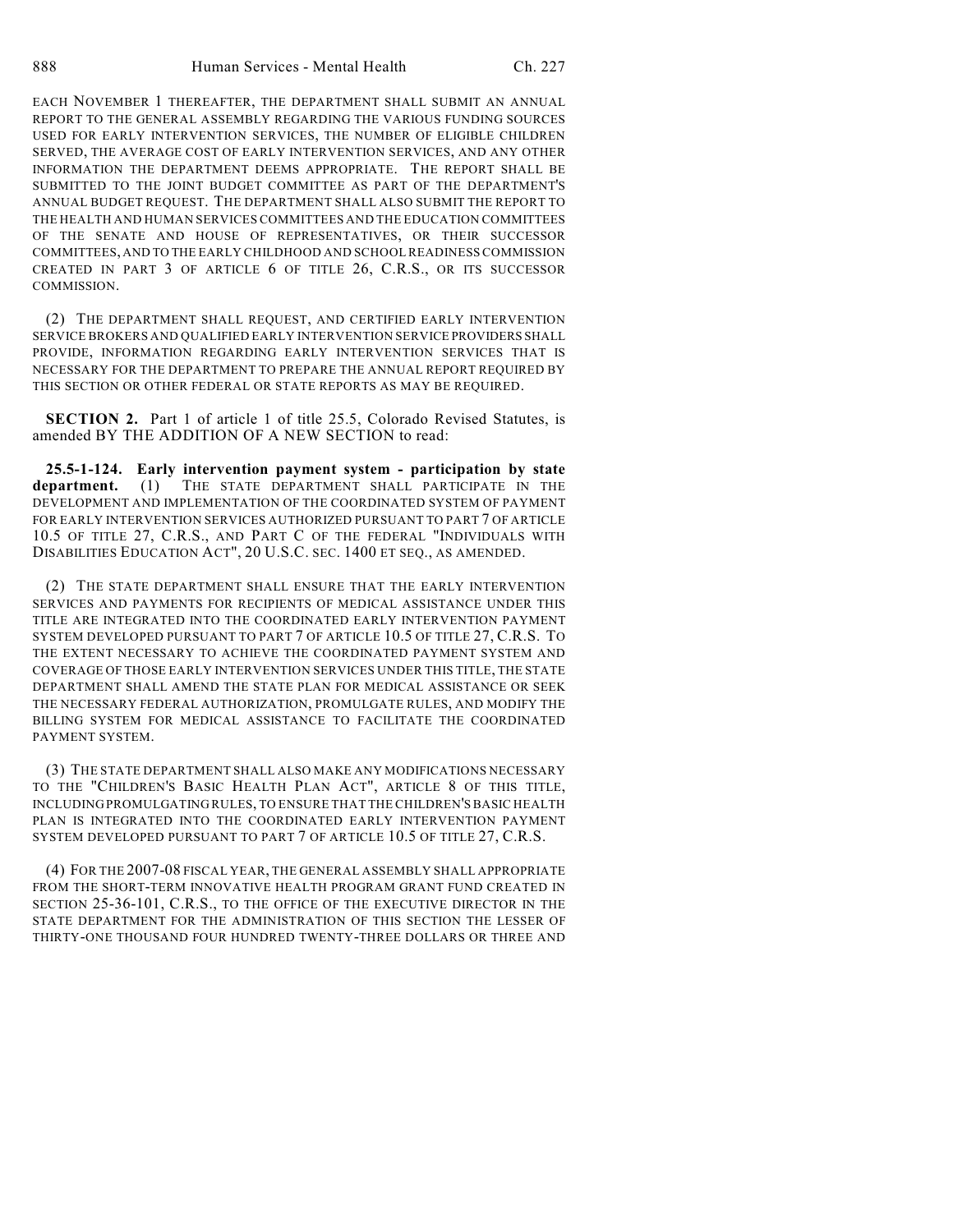EACH NOVEMBER 1 THEREAFTER, THE DEPARTMENT SHALL SUBMIT AN ANNUAL REPORT TO THE GENERAL ASSEMBLY REGARDING THE VARIOUS FUNDING SOURCES USED FOR EARLY INTERVENTION SERVICES, THE NUMBER OF ELIGIBLE CHILDREN SERVED, THE AVERAGE COST OF EARLY INTERVENTION SERVICES, AND ANY OTHER INFORMATION THE DEPARTMENT DEEMS APPROPRIATE. THE REPORT SHALL BE SUBMITTED TO THE JOINT BUDGET COMMITTEE AS PART OF THE DEPARTMENT'S ANNUAL BUDGET REQUEST. THE DEPARTMENT SHALL ALSO SUBMIT THE REPORT TO THE HEALTH AND HUMAN SERVICES COMMITTEES AND THE EDUCATION COMMITTEES OF THE SENATE AND HOUSE OF REPRESENTATIVES, OR THEIR SUCCESSOR COMMITTEES, AND TO THE EARLY CHILDHOOD AND SCHOOL READINESS COMMISSION CREATED IN PART 3 OF ARTICLE 6 OF TITLE 26, C.R.S., OR ITS SUCCESSOR COMMISSION.

(2) THE DEPARTMENT SHALL REQUEST, AND CERTIFIED EARLY INTERVENTION SERVICE BROKERS AND QUALIFIED EARLY INTERVENTION SERVICE PROVIDERS SHALL PROVIDE, INFORMATION REGARDING EARLY INTERVENTION SERVICES THAT IS NECESSARY FOR THE DEPARTMENT TO PREPARE THE ANNUAL REPORT REQUIRED BY THIS SECTION OR OTHER FEDERAL OR STATE REPORTS AS MAY BE REQUIRED.

**SECTION 2.** Part 1 of article 1 of title 25.5, Colorado Revised Statutes, is amended BY THE ADDITION OF A NEW SECTION to read:

**25.5-1-124. Early intervention payment system - participation by state department.** (1) THE STATE DEPARTMENT SHALL PARTICIPATE IN THE DEVELOPMENT AND IMPLEMENTATION OF THE COORDINATED SYSTEM OF PAYMENT FOR EARLY INTERVENTION SERVICES AUTHORIZED PURSUANT TO PART 7 OF ARTICLE 10.5 OF TITLE 27, C.R.S., AND PART C OF THE FEDERAL "INDIVIDUALS WITH DISABILITIES EDUCATION ACT", 20 U.S.C. SEC. 1400 ET SEQ., AS AMENDED.

(2) THE STATE DEPARTMENT SHALL ENSURE THAT THE EARLY INTERVENTION SERVICES AND PAYMENTS FOR RECIPIENTS OF MEDICAL ASSISTANCE UNDER THIS TITLE ARE INTEGRATED INTO THE COORDINATED EARLY INTERVENTION PAYMENT SYSTEM DEVELOPED PURSUANT TO PART 7 OF ARTICLE 10.5 OF TITLE 27, C.R.S. TO THE EXTENT NECESSARY TO ACHIEVE THE COORDINATED PAYMENT SYSTEM AND COVERAGE OF THOSE EARLY INTERVENTION SERVICES UNDER THIS TITLE, THE STATE DEPARTMENT SHALL AMEND THE STATE PLAN FOR MEDICAL ASSISTANCE OR SEEK THE NECESSARY FEDERAL AUTHORIZATION, PROMULGATE RULES, AND MODIFY THE BILLING SYSTEM FOR MEDICAL ASSISTANCE TO FACILITATE THE COORDINATED PAYMENT SYSTEM.

(3) THE STATE DEPARTMENT SHALL ALSO MAKE ANY MODIFICATIONS NECESSARY TO THE "CHILDREN'S BASIC HEALTH PLAN ACT", ARTICLE 8 OF THIS TITLE, INCLUDING PROMULGATING RULES, TO ENSURE THAT THE CHILDREN'S BASIC HEALTH PLAN IS INTEGRATED INTO THE COORDINATED EARLY INTERVENTION PAYMENT SYSTEM DEVELOPED PURSUANT TO PART 7 OF ARTICLE 10.5 OF TITLE 27, C.R.S.

(4) FOR THE 2007-08 FISCAL YEAR, THE GENERAL ASSEMBLY SHALL APPROPRIATE FROM THE SHORT-TERM INNOVATIVE HEALTH PROGRAM GRANT FUND CREATED IN SECTION 25-36-101, C.R.S., TO THE OFFICE OF THE EXECUTIVE DIRECTOR IN THE STATE DEPARTMENT FOR THE ADMINISTRATION OF THIS SECTION THE LESSER OF THIRTY-ONE THOUSAND FOUR HUNDRED TWENTY-THREE DOLLARS OR THREE AND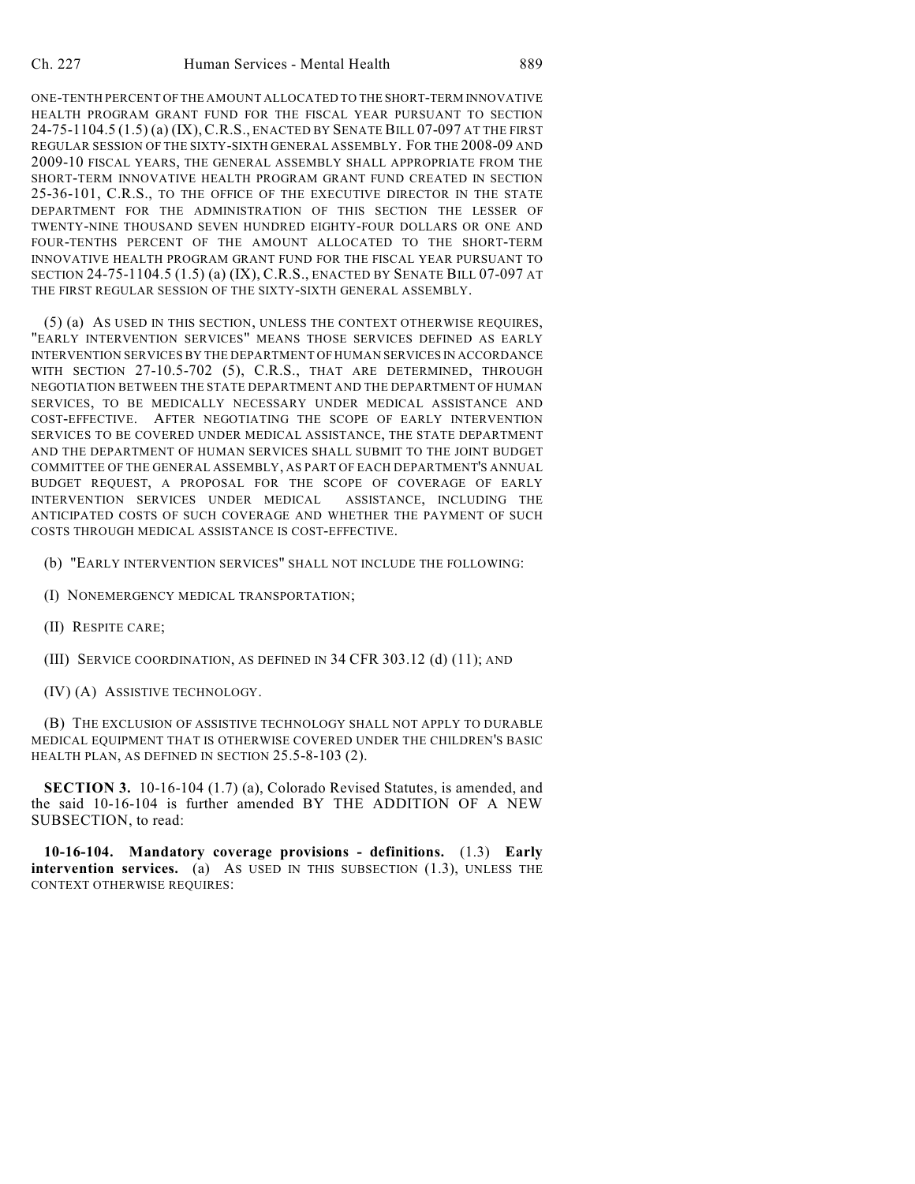ONE-TENTH PERCENT OF THE AMOUNT ALLOCATED TO THE SHORT-TERM INNOVATIVE HEALTH PROGRAM GRANT FUND FOR THE FISCAL YEAR PURSUANT TO SECTION 24-75-1104.5 (1.5) (a) (IX), C.R.S., ENACTED BY SENATE BILL 07-097 AT THE FIRST REGULAR SESSION OF THE SIXTY-SIXTH GENERAL ASSEMBLY. FOR THE 2008-09 AND 2009-10 FISCAL YEARS, THE GENERAL ASSEMBLY SHALL APPROPRIATE FROM THE SHORT-TERM INNOVATIVE HEALTH PROGRAM GRANT FUND CREATED IN SECTION 25-36-101, C.R.S., TO THE OFFICE OF THE EXECUTIVE DIRECTOR IN THE STATE DEPARTMENT FOR THE ADMINISTRATION OF THIS SECTION THE LESSER OF TWENTY-NINE THOUSAND SEVEN HUNDRED EIGHTY-FOUR DOLLARS OR ONE AND FOUR-TENTHS PERCENT OF THE AMOUNT ALLOCATED TO THE SHORT-TERM INNOVATIVE HEALTH PROGRAM GRANT FUND FOR THE FISCAL YEAR PURSUANT TO SECTION 24-75-1104.5 (1.5) (a) (IX), C.R.S., ENACTED BY SENATE BILL 07-097 AT THE FIRST REGULAR SESSION OF THE SIXTY-SIXTH GENERAL ASSEMBLY.

(5) (a) AS USED IN THIS SECTION, UNLESS THE CONTEXT OTHERWISE REQUIRES, "EARLY INTERVENTION SERVICES" MEANS THOSE SERVICES DEFINED AS EARLY INTERVENTION SERVICES BY THE DEPARTMENT OF HUMAN SERVICES IN ACCORDANCE WITH SECTION 27-10.5-702 (5), C.R.S., THAT ARE DETERMINED, THROUGH NEGOTIATION BETWEEN THE STATE DEPARTMENT AND THE DEPARTMENT OF HUMAN SERVICES, TO BE MEDICALLY NECESSARY UNDER MEDICAL ASSISTANCE AND COST-EFFECTIVE. AFTER NEGOTIATING THE SCOPE OF EARLY INTERVENTION SERVICES TO BE COVERED UNDER MEDICAL ASSISTANCE, THE STATE DEPARTMENT AND THE DEPARTMENT OF HUMAN SERVICES SHALL SUBMIT TO THE JOINT BUDGET COMMITTEE OF THE GENERAL ASSEMBLY, AS PART OF EACH DEPARTMENT'S ANNUAL BUDGET REQUEST, A PROPOSAL FOR THE SCOPE OF COVERAGE OF EARLY INTERVENTION SERVICES UNDER MEDICAL ASSISTANCE, INCLUDING THE ANTICIPATED COSTS OF SUCH COVERAGE AND WHETHER THE PAYMENT OF SUCH COSTS THROUGH MEDICAL ASSISTANCE IS COST-EFFECTIVE.

(b) "EARLY INTERVENTION SERVICES" SHALL NOT INCLUDE THE FOLLOWING:

(I) NONEMERGENCY MEDICAL TRANSPORTATION;

(II) RESPITE CARE;

(III) SERVICE COORDINATION, AS DEFINED IN 34 CFR 303.12 (d) (11); AND

(IV) (A) ASSISTIVE TECHNOLOGY.

(B) THE EXCLUSION OF ASSISTIVE TECHNOLOGY SHALL NOT APPLY TO DURABLE MEDICAL EQUIPMENT THAT IS OTHERWISE COVERED UNDER THE CHILDREN'S BASIC HEALTH PLAN, AS DEFINED IN SECTION 25.5-8-103 (2).

**SECTION 3.** 10-16-104 (1.7) (a), Colorado Revised Statutes, is amended, and the said 10-16-104 is further amended BY THE ADDITION OF A NEW SUBSECTION, to read:

**10-16-104. Mandatory coverage provisions - definitions.** (1.3) **Early intervention services.** (a) AS USED IN THIS SUBSECTION (1.3), UNLESS THE CONTEXT OTHERWISE REQUIRES: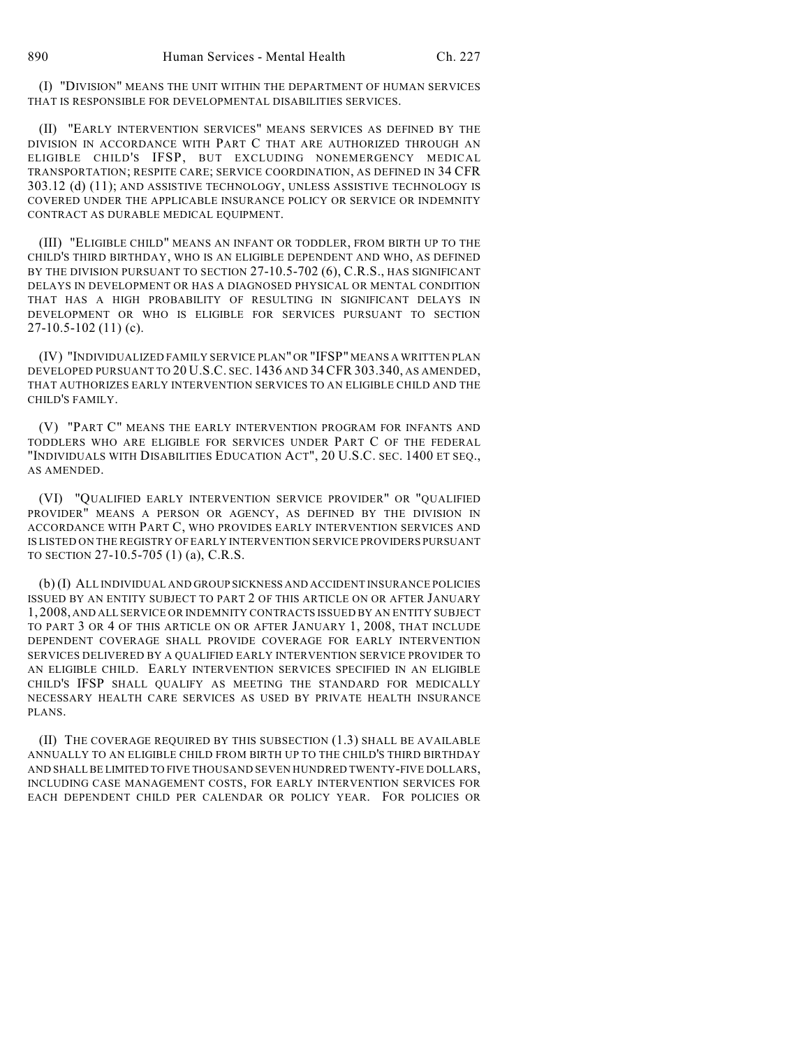(I) "DIVISION" MEANS THE UNIT WITHIN THE DEPARTMENT OF HUMAN SERVICES THAT IS RESPONSIBLE FOR DEVELOPMENTAL DISABILITIES SERVICES.

(II) "EARLY INTERVENTION SERVICES" MEANS SERVICES AS DEFINED BY THE DIVISION IN ACCORDANCE WITH PART C THAT ARE AUTHORIZED THROUGH AN ELIGIBLE CHILD'S IFSP, BUT EXCLUDING NONEMERGENCY MEDICAL TRANSPORTATION; RESPITE CARE; SERVICE COORDINATION, AS DEFINED IN 34 CFR 303.12 (d) (11); AND ASSISTIVE TECHNOLOGY, UNLESS ASSISTIVE TECHNOLOGY IS COVERED UNDER THE APPLICABLE INSURANCE POLICY OR SERVICE OR INDEMNITY CONTRACT AS DURABLE MEDICAL EQUIPMENT.

(III) "ELIGIBLE CHILD" MEANS AN INFANT OR TODDLER, FROM BIRTH UP TO THE CHILD'S THIRD BIRTHDAY, WHO IS AN ELIGIBLE DEPENDENT AND WHO, AS DEFINED BY THE DIVISION PURSUANT TO SECTION 27-10.5-702 (6), C.R.S., HAS SIGNIFICANT DELAYS IN DEVELOPMENT OR HAS A DIAGNOSED PHYSICAL OR MENTAL CONDITION THAT HAS A HIGH PROBABILITY OF RESULTING IN SIGNIFICANT DELAYS IN DEVELOPMENT OR WHO IS ELIGIBLE FOR SERVICES PURSUANT TO SECTION 27-10.5-102 (11) (c).

(IV) "INDIVIDUALIZED FAMILY SERVICE PLAN" OR "IFSP" MEANS A WRITTEN PLAN DEVELOPED PURSUANT TO 20 U.S.C. SEC. 1436 AND 34 CFR 303.340, AS AMENDED, THAT AUTHORIZES EARLY INTERVENTION SERVICES TO AN ELIGIBLE CHILD AND THE CHILD'S FAMILY.

(V) "PART C" MEANS THE EARLY INTERVENTION PROGRAM FOR INFANTS AND TODDLERS WHO ARE ELIGIBLE FOR SERVICES UNDER PART C OF THE FEDERAL "INDIVIDUALS WITH DISABILITIES EDUCATION ACT", 20 U.S.C. SEC. 1400 ET SEQ., AS AMENDED.

(VI) "QUALIFIED EARLY INTERVENTION SERVICE PROVIDER" OR "QUALIFIED PROVIDER" MEANS A PERSON OR AGENCY, AS DEFINED BY THE DIVISION IN ACCORDANCE WITH PART C, WHO PROVIDES EARLY INTERVENTION SERVICES AND IS LISTED ON THE REGISTRY OF EARLY INTERVENTION SERVICE PROVIDERS PURSUANT TO SECTION 27-10.5-705 (1) (a), C.R.S.

(b) (I) ALL INDIVIDUAL AND GROUP SICKNESS AND ACCIDENT INSURANCE POLICIES ISSUED BY AN ENTITY SUBJECT TO PART 2 OF THIS ARTICLE ON OR AFTER JANUARY 1, 2008, AND ALL SERVICE OR INDEMNITY CONTRACTS ISSUED BY AN ENTITY SUBJECT TO PART 3 OR 4 OF THIS ARTICLE ON OR AFTER JANUARY 1, 2008, THAT INCLUDE DEPENDENT COVERAGE SHALL PROVIDE COVERAGE FOR EARLY INTERVENTION SERVICES DELIVERED BY A QUALIFIED EARLY INTERVENTION SERVICE PROVIDER TO AN ELIGIBLE CHILD. EARLY INTERVENTION SERVICES SPECIFIED IN AN ELIGIBLE CHILD'S IFSP SHALL QUALIFY AS MEETING THE STANDARD FOR MEDICALLY NECESSARY HEALTH CARE SERVICES AS USED BY PRIVATE HEALTH INSURANCE PLANS.

(II) THE COVERAGE REQUIRED BY THIS SUBSECTION (1.3) SHALL BE AVAILABLE ANNUALLY TO AN ELIGIBLE CHILD FROM BIRTH UP TO THE CHILD'S THIRD BIRTHDAY AND SHALL BE LIMITED TO FIVE THOUSAND SEVEN HUNDRED TWENTY-FIVE DOLLARS, INCLUDING CASE MANAGEMENT COSTS, FOR EARLY INTERVENTION SERVICES FOR EACH DEPENDENT CHILD PER CALENDAR OR POLICY YEAR. FOR POLICIES OR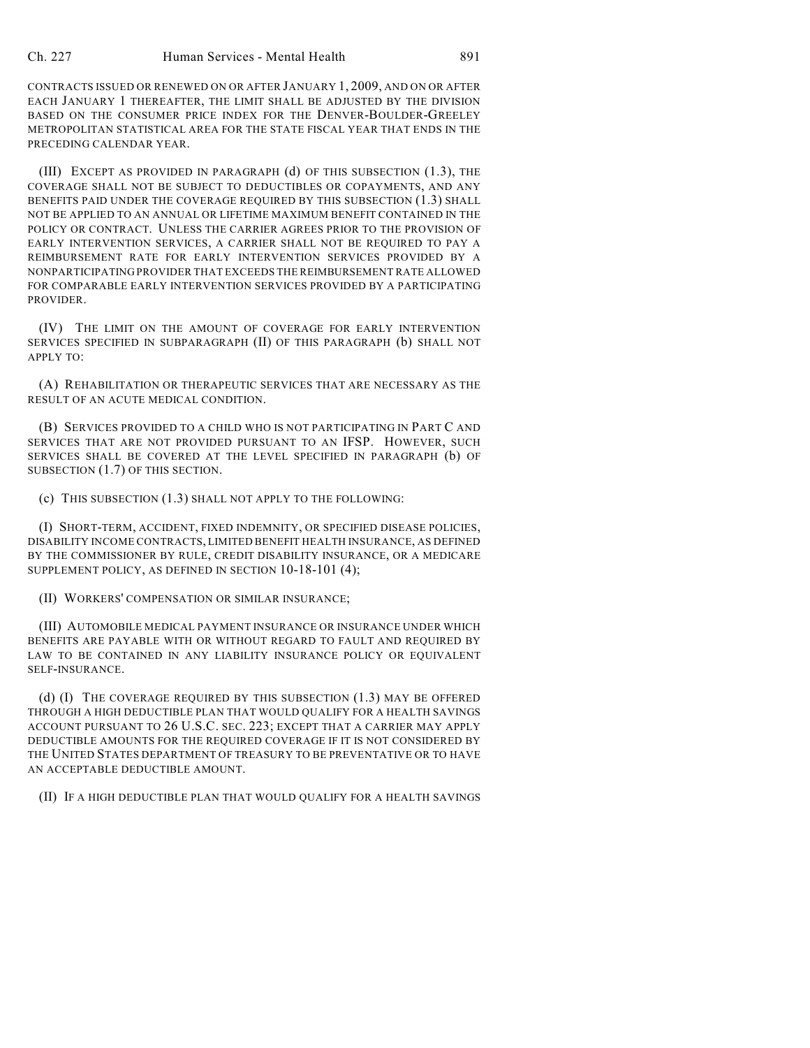CONTRACTS ISSUED OR RENEWED ON OR AFTER JANUARY 1, 2009, AND ON OR AFTER EACH JANUARY 1 THEREAFTER, THE LIMIT SHALL BE ADJUSTED BY THE DIVISION BASED ON THE CONSUMER PRICE INDEX FOR THE DENVER-BOULDER-GREELEY METROPOLITAN STATISTICAL AREA FOR THE STATE FISCAL YEAR THAT ENDS IN THE PRECEDING CALENDAR YEAR.

(III) EXCEPT AS PROVIDED IN PARAGRAPH (d) OF THIS SUBSECTION (1.3), THE COVERAGE SHALL NOT BE SUBJECT TO DEDUCTIBLES OR COPAYMENTS, AND ANY BENEFITS PAID UNDER THE COVERAGE REQUIRED BY THIS SUBSECTION (1.3) SHALL NOT BE APPLIED TO AN ANNUAL OR LIFETIME MAXIMUM BENEFIT CONTAINED IN THE POLICY OR CONTRACT. UNLESS THE CARRIER AGREES PRIOR TO THE PROVISION OF EARLY INTERVENTION SERVICES, A CARRIER SHALL NOT BE REQUIRED TO PAY A REIMBURSEMENT RATE FOR EARLY INTERVENTION SERVICES PROVIDED BY A NONPARTICIPATING PROVIDER THAT EXCEEDS THE REIMBURSEMENT RATE ALLOWED FOR COMPARABLE EARLY INTERVENTION SERVICES PROVIDED BY A PARTICIPATING PROVIDER.

(IV) THE LIMIT ON THE AMOUNT OF COVERAGE FOR EARLY INTERVENTION SERVICES SPECIFIED IN SUBPARAGRAPH (II) OF THIS PARAGRAPH (b) SHALL NOT APPLY TO:

(A) REHABILITATION OR THERAPEUTIC SERVICES THAT ARE NECESSARY AS THE RESULT OF AN ACUTE MEDICAL CONDITION.

(B) SERVICES PROVIDED TO A CHILD WHO IS NOT PARTICIPATING IN PART C AND SERVICES THAT ARE NOT PROVIDED PURSUANT TO AN IFSP. HOWEVER, SUCH SERVICES SHALL BE COVERED AT THE LEVEL SPECIFIED IN PARAGRAPH (b) OF SUBSECTION (1.7) OF THIS SECTION.

(c) THIS SUBSECTION (1.3) SHALL NOT APPLY TO THE FOLLOWING:

(I) SHORT-TERM, ACCIDENT, FIXED INDEMNITY, OR SPECIFIED DISEASE POLICIES, DISABILITY INCOME CONTRACTS, LIMITED BENEFIT HEALTH INSURANCE, AS DEFINED BY THE COMMISSIONER BY RULE, CREDIT DISABILITY INSURANCE, OR A MEDICARE SUPPLEMENT POLICY, AS DEFINED IN SECTION 10-18-101 (4);

(II) WORKERS' COMPENSATION OR SIMILAR INSURANCE;

(III) AUTOMOBILE MEDICAL PAYMENT INSURANCE OR INSURANCE UNDER WHICH BENEFITS ARE PAYABLE WITH OR WITHOUT REGARD TO FAULT AND REQUIRED BY LAW TO BE CONTAINED IN ANY LIABILITY INSURANCE POLICY OR EQUIVALENT SELF-INSURANCE.

(d) (I) THE COVERAGE REQUIRED BY THIS SUBSECTION (1.3) MAY BE OFFERED THROUGH A HIGH DEDUCTIBLE PLAN THAT WOULD QUALIFY FOR A HEALTH SAVINGS ACCOUNT PURSUANT TO 26 U.S.C. SEC. 223; EXCEPT THAT A CARRIER MAY APPLY DEDUCTIBLE AMOUNTS FOR THE REQUIRED COVERAGE IF IT IS NOT CONSIDERED BY THE UNITED STATES DEPARTMENT OF TREASURY TO BE PREVENTATIVE OR TO HAVE AN ACCEPTABLE DEDUCTIBLE AMOUNT.

(II) IF A HIGH DEDUCTIBLE PLAN THAT WOULD QUALIFY FOR A HEALTH SAVINGS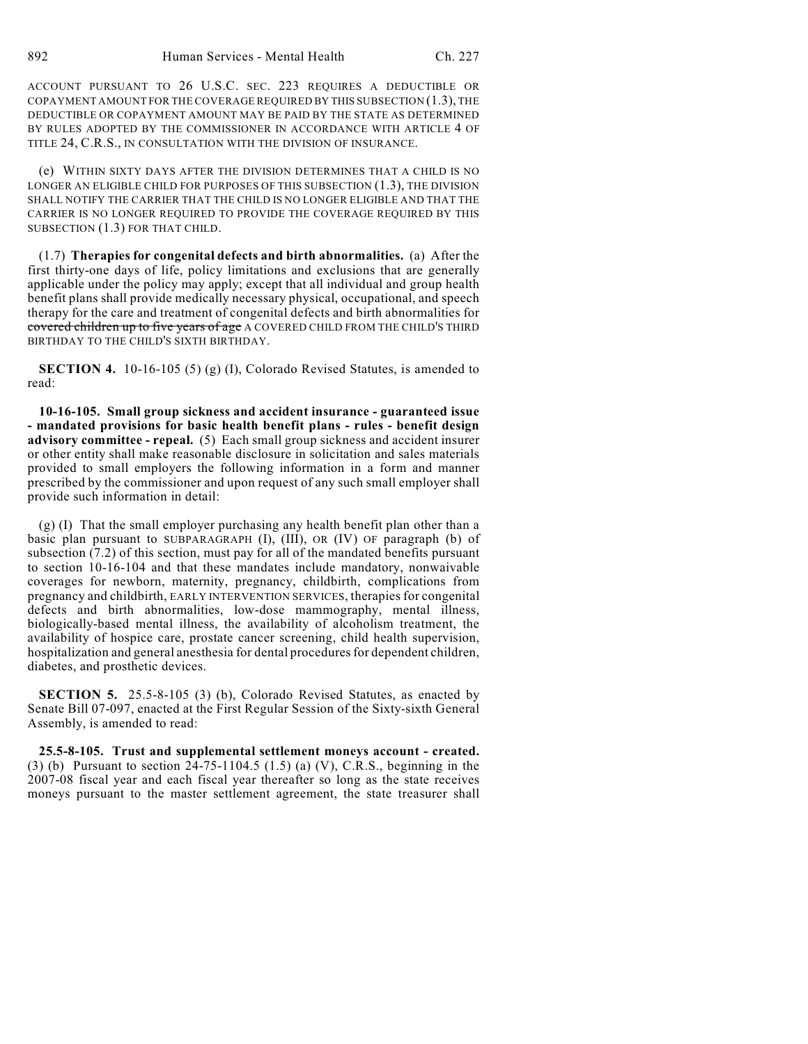ACCOUNT PURSUANT TO 26 U.S.C. SEC. 223 REQUIRES A DEDUCTIBLE OR COPAYMENT AMOUNT FOR THE COVERAGE REQUIRED BY THIS SUBSECTION (1.3), THE DEDUCTIBLE OR COPAYMENT AMOUNT MAY BE PAID BY THE STATE AS DETERMINED BY RULES ADOPTED BY THE COMMISSIONER IN ACCORDANCE WITH ARTICLE 4 OF TITLE 24, C.R.S., IN CONSULTATION WITH THE DIVISION OF INSURANCE.

(e) WITHIN SIXTY DAYS AFTER THE DIVISION DETERMINES THAT A CHILD IS NO LONGER AN ELIGIBLE CHILD FOR PURPOSES OF THIS SUBSECTION (1.3), THE DIVISION SHALL NOTIFY THE CARRIER THAT THE CHILD IS NO LONGER ELIGIBLE AND THAT THE CARRIER IS NO LONGER REQUIRED TO PROVIDE THE COVERAGE REQUIRED BY THIS SUBSECTION (1.3) FOR THAT CHILD.

(1.7) **Therapies for congenital defects and birth abnormalities.** (a) After the first thirty-one days of life, policy limitations and exclusions that are generally applicable under the policy may apply; except that all individual and group health benefit plans shall provide medically necessary physical, occupational, and speech therapy for the care and treatment of congenital defects and birth abnormalities for ~~covered children up to five years of age~~ A COVERED CHILD FROM THE CHILD'S THIRD BIRTHDAY TO THE CHILD'S SIXTH BIRTHDAY.

**SECTION 4.** 10-16-105 (5) (g) (I), Colorado Revised Statutes, is amended to read:

**10-16-105. Small group sickness and accident insurance - guaranteed issue - mandated provisions for basic health benefit plans - rules - benefit design advisory committee - repeal.** (5) Each small group sickness and accident insurer or other entity shall make reasonable disclosure in solicitation and sales materials provided to small employers the following information in a form and manner prescribed by the commissioner and upon request of any such small employer shall provide such information in detail:

(g) (I) That the small employer purchasing any health benefit plan other than a basic plan pursuant to SUBPARAGRAPH (I), (III), OR (IV) OF paragraph (b) of subsection (7.2) of this section, must pay for all of the mandated benefits pursuant to section 10-16-104 and that these mandates include mandatory, nonwaivable coverages for newborn, maternity, pregnancy, childbirth, complications from pregnancy and childbirth, EARLY INTERVENTION SERVICES, therapies for congenital defects and birth abnormalities, low-dose mammography, mental illness, biologically-based mental illness, the availability of alcoholism treatment, the availability of hospice care, prostate cancer screening, child health supervision, hospitalization and general anesthesia for dental procedures for dependent children, diabetes, and prosthetic devices.

**SECTION 5.** 25.5-8-105 (3) (b), Colorado Revised Statutes, as enacted by Senate Bill 07-097, enacted at the First Regular Session of the Sixty-sixth General Assembly, is amended to read:

**25.5-8-105. Trust and supplemental settlement moneys account - created.** (3) (b) Pursuant to section 24-75-1104.5 (1.5) (a) (V), C.R.S., beginning in the 2007-08 fiscal year and each fiscal year thereafter so long as the state receives moneys pursuant to the master settlement agreement, the state treasurer shall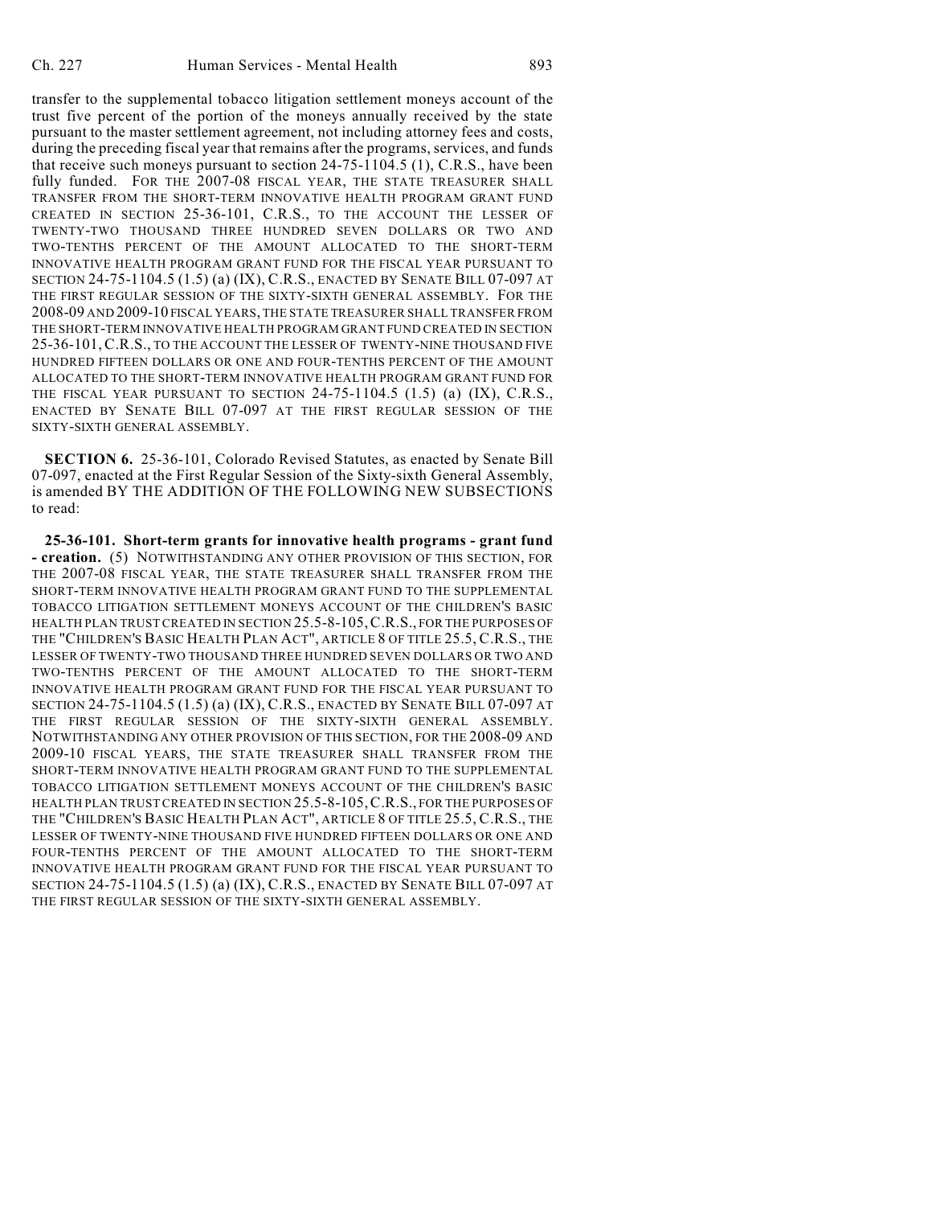transfer to the supplemental tobacco litigation settlement moneys account of the trust five percent of the portion of the moneys annually received by the state pursuant to the master settlement agreement, not including attorney fees and costs, during the preceding fiscal year that remains after the programs, services, and funds that receive such moneys pursuant to section 24-75-1104.5 (1), C.R.S., have been fully funded. FOR THE 2007-08 FISCAL YEAR, THE STATE TREASURER SHALL TRANSFER FROM THE SHORT-TERM INNOVATIVE HEALTH PROGRAM GRANT FUND CREATED IN SECTION 25-36-101, C.R.S., TO THE ACCOUNT THE LESSER OF TWENTY-TWO THOUSAND THREE HUNDRED SEVEN DOLLARS OR TWO AND TWO-TENTHS PERCENT OF THE AMOUNT ALLOCATED TO THE SHORT-TERM INNOVATIVE HEALTH PROGRAM GRANT FUND FOR THE FISCAL YEAR PURSUANT TO SECTION 24-75-1104.5 (1.5) (a) (IX), C.R.S., ENACTED BY SENATE BILL 07-097 AT THE FIRST REGULAR SESSION OF THE SIXTY-SIXTH GENERAL ASSEMBLY. FOR THE 2008-09 AND 2009-10 FISCAL YEARS, THE STATE TREASURER SHALL TRANSFER FROM THE SHORT-TERM INNOVATIVE HEALTH PROGRAM GRANT FUND CREATED IN SECTION 25-36-101, C.R.S., TO THE ACCOUNT THE LESSER OF TWENTY-NINE THOUSAND FIVE HUNDRED FIFTEEN DOLLARS OR ONE AND FOUR-TENTHS PERCENT OF THE AMOUNT ALLOCATED TO THE SHORT-TERM INNOVATIVE HEALTH PROGRAM GRANT FUND FOR THE FISCAL YEAR PURSUANT TO SECTION 24-75-1104.5 (1.5) (a) (IX), C.R.S., ENACTED BY SENATE BILL 07-097 AT THE FIRST REGULAR SESSION OF THE SIXTY-SIXTH GENERAL ASSEMBLY.

**SECTION 6.** 25-36-101, Colorado Revised Statutes, as enacted by Senate Bill 07-097, enacted at the First Regular Session of the Sixty-sixth General Assembly, is amended BY THE ADDITION OF THE FOLLOWING NEW SUBSECTIONS to read:

**25-36-101. Short-term grants for innovative health programs - grant fund - creation.** (5) NOTWITHSTANDING ANY OTHER PROVISION OF THIS SECTION, FOR THE 2007-08 FISCAL YEAR, THE STATE TREASURER SHALL TRANSFER FROM THE SHORT-TERM INNOVATIVE HEALTH PROGRAM GRANT FUND TO THE SUPPLEMENTAL TOBACCO LITIGATION SETTLEMENT MONEYS ACCOUNT OF THE CHILDREN'S BASIC HEALTH PLAN TRUST CREATED IN SECTION 25.5-8-105, C.R.S., FOR THE PURPOSES OF THE "CHILDREN'S BASIC HEALTH PLAN ACT", ARTICLE 8 OF TITLE 25.5, C.R.S., THE LESSER OF TWENTY-TWO THOUSAND THREE HUNDRED SEVEN DOLLARS OR TWO AND TWO-TENTHS PERCENT OF THE AMOUNT ALLOCATED TO THE SHORT-TERM INNOVATIVE HEALTH PROGRAM GRANT FUND FOR THE FISCAL YEAR PURSUANT TO SECTION 24-75-1104.5 (1.5) (a) (IX), C.R.S., ENACTED BY SENATE BILL 07-097 AT THE FIRST REGULAR SESSION OF THE SIXTY-SIXTH GENERAL ASSEMBLY. NOTWITHSTANDING ANY OTHER PROVISION OF THIS SECTION, FOR THE 2008-09 AND 2009-10 FISCAL YEARS, THE STATE TREASURER SHALL TRANSFER FROM THE SHORT-TERM INNOVATIVE HEALTH PROGRAM GRANT FUND TO THE SUPPLEMENTAL TOBACCO LITIGATION SETTLEMENT MONEYS ACCOUNT OF THE CHILDREN'S BASIC HEALTH PLAN TRUST CREATED IN SECTION 25.5-8-105, C.R.S., FOR THE PURPOSES OF THE "CHILDREN'S BASIC HEALTH PLAN ACT", ARTICLE 8 OF TITLE 25.5, C.R.S., THE LESSER OF TWENTY-NINE THOUSAND FIVE HUNDRED FIFTEEN DOLLARS OR ONE AND FOUR-TENTHS PERCENT OF THE AMOUNT ALLOCATED TO THE SHORT-TERM INNOVATIVE HEALTH PROGRAM GRANT FUND FOR THE FISCAL YEAR PURSUANT TO SECTION 24-75-1104.5 (1.5) (a) (IX), C.R.S., ENACTED BY SENATE BILL 07-097 AT THE FIRST REGULAR SESSION OF THE SIXTY-SIXTH GENERAL ASSEMBLY.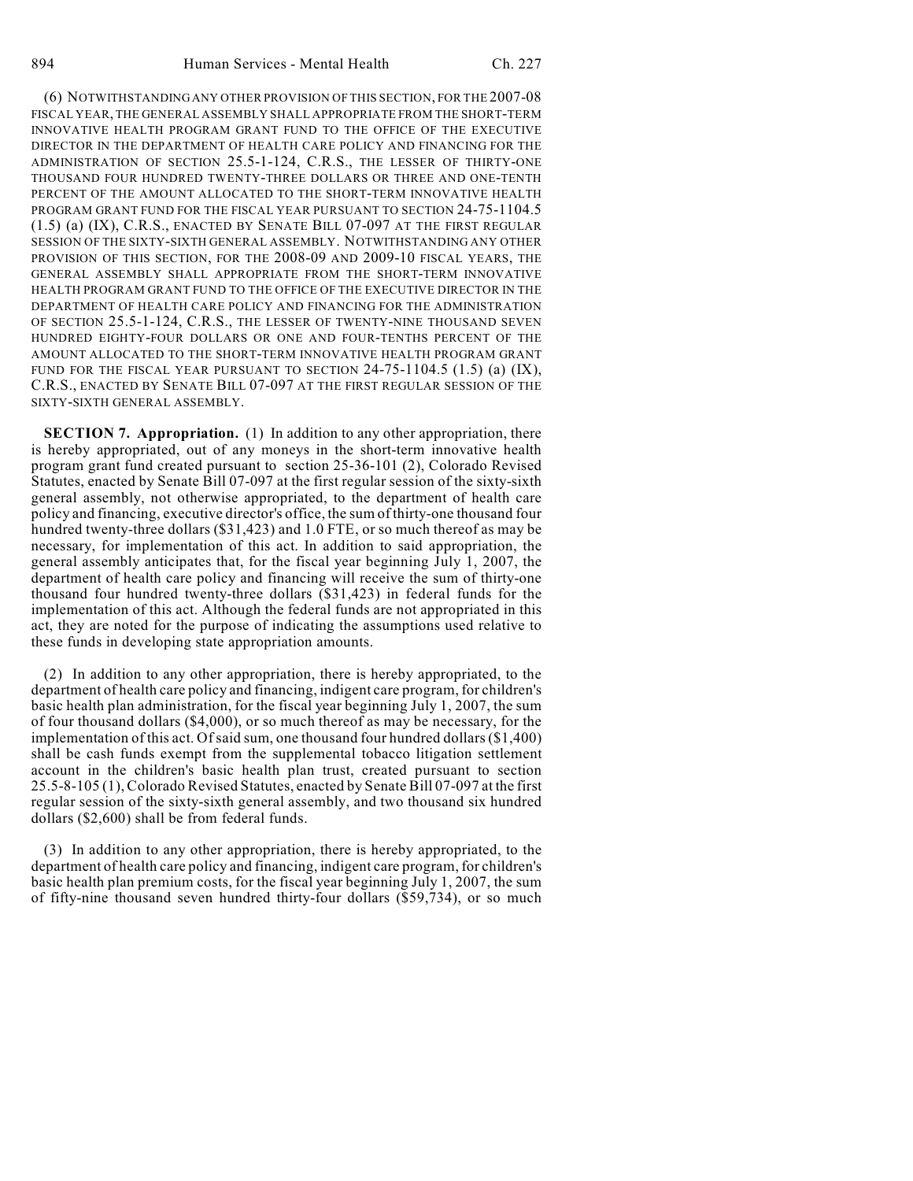(6) NOTWITHSTANDING ANY OTHER PROVISION OF THIS SECTION, FOR THE 2007-08 FISCAL YEAR, THE GENERAL ASSEMBLY SHALL APPROPRIATE FROM THE SHORT-TERM INNOVATIVE HEALTH PROGRAM GRANT FUND TO THE OFFICE OF THE EXECUTIVE DIRECTOR IN THE DEPARTMENT OF HEALTH CARE POLICY AND FINANCING FOR THE ADMINISTRATION OF SECTION 25.5-1-124, C.R.S., THE LESSER OF THIRTY-ONE THOUSAND FOUR HUNDRED TWENTY-THREE DOLLARS OR THREE AND ONE-TENTH PERCENT OF THE AMOUNT ALLOCATED TO THE SHORT-TERM INNOVATIVE HEALTH PROGRAM GRANT FUND FOR THE FISCAL YEAR PURSUANT TO SECTION 24-75-1104.5 (1.5) (a) (IX), C.R.S., ENACTED BY SENATE BILL 07-097 AT THE FIRST REGULAR SESSION OF THE SIXTY-SIXTH GENERAL ASSEMBLY. NOTWITHSTANDING ANY OTHER PROVISION OF THIS SECTION, FOR THE 2008-09 AND 2009-10 FISCAL YEARS, THE GENERAL ASSEMBLY SHALL APPROPRIATE FROM THE SHORT-TERM INNOVATIVE HEALTH PROGRAM GRANT FUND TO THE OFFICE OF THE EXECUTIVE DIRECTOR IN THE DEPARTMENT OF HEALTH CARE POLICY AND FINANCING FOR THE ADMINISTRATION OF SECTION 25.5-1-124, C.R.S., THE LESSER OF TWENTY-NINE THOUSAND SEVEN HUNDRED EIGHTY-FOUR DOLLARS OR ONE AND FOUR-TENTHS PERCENT OF THE AMOUNT ALLOCATED TO THE SHORT-TERM INNOVATIVE HEALTH PROGRAM GRANT FUND FOR THE FISCAL YEAR PURSUANT TO SECTION 24-75-1104.5 (1.5) (a) (IX), C.R.S., ENACTED BY SENATE BILL 07-097 AT THE FIRST REGULAR SESSION OF THE SIXTY-SIXTH GENERAL ASSEMBLY.

**SECTION 7. Appropriation.** (1) In addition to any other appropriation, there is hereby appropriated, out of any moneys in the short-term innovative health program grant fund created pursuant to section 25-36-101 (2), Colorado Revised Statutes, enacted by Senate Bill 07-097 at the first regular session of the sixty-sixth general assembly, not otherwise appropriated, to the department of health care policy and financing, executive director's office, the sum of thirty-one thousand four hundred twenty-three dollars ($31,423) and 1.0 FTE, or so much thereof as may be necessary, for implementation of this act. In addition to said appropriation, the general assembly anticipates that, for the fiscal year beginning July 1, 2007, the department of health care policy and financing will receive the sum of thirty-one thousand four hundred twenty-three dollars ($31,423) in federal funds for the implementation of this act. Although the federal funds are not appropriated in this act, they are noted for the purpose of indicating the assumptions used relative to these funds in developing state appropriation amounts.

(2) In addition to any other appropriation, there is hereby appropriated, to the department of health care policy and financing, indigent care program, for children's basic health plan administration, for the fiscal year beginning July 1, 2007, the sum of four thousand dollars ($4,000), or so much thereof as may be necessary, for the implementation of this act. Of said sum, one thousand four hundred dollars ($1,400) shall be cash funds exempt from the supplemental tobacco litigation settlement account in the children's basic health plan trust, created pursuant to section 25.5-8-105 (1), Colorado Revised Statutes, enacted by Senate Bill 07-097 at the first regular session of the sixty-sixth general assembly, and two thousand six hundred dollars ($2,600) shall be from federal funds.

(3) In addition to any other appropriation, there is hereby appropriated, to the department of health care policy and financing, indigent care program, for children's basic health plan premium costs, for the fiscal year beginning July 1, 2007, the sum of fifty-nine thousand seven hundred thirty-four dollars ($59,734), or so much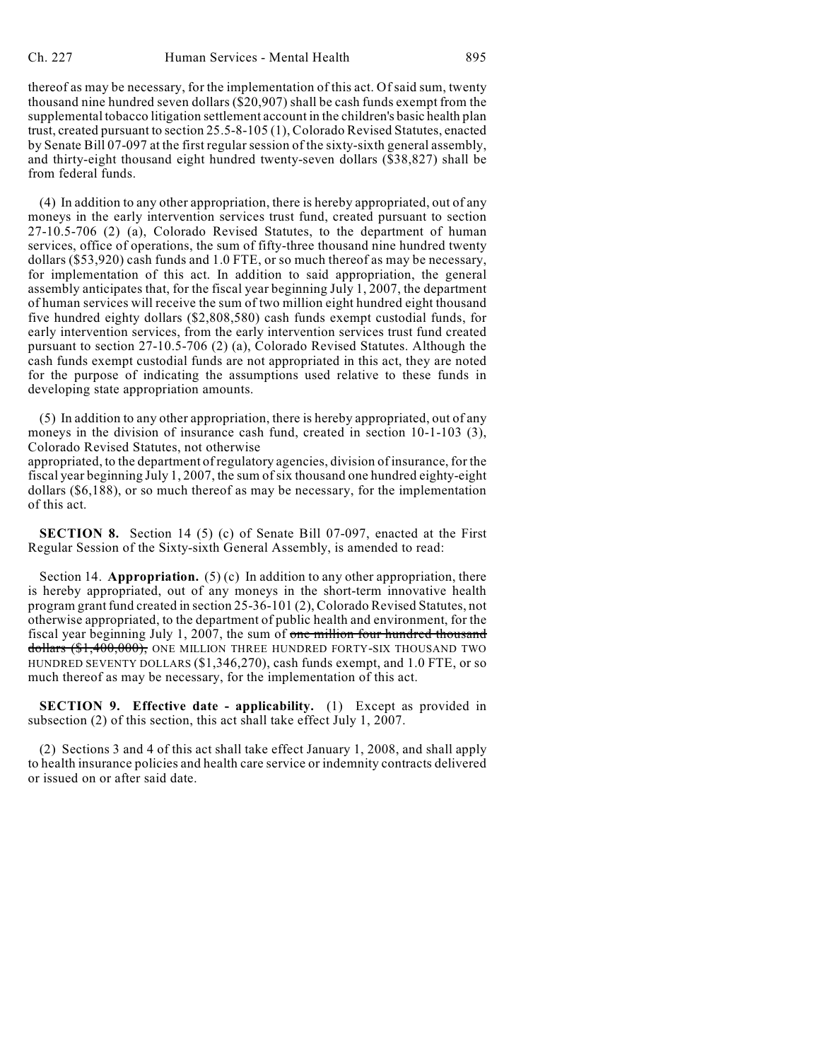thereof as may be necessary, for the implementation of this act. Of said sum, twenty thousand nine hundred seven dollars ($20,907) shall be cash funds exempt from the supplemental tobacco litigation settlement account in the children's basic health plan trust, created pursuant to section 25.5-8-105 (1), Colorado Revised Statutes, enacted by Senate Bill 07-097 at the first regular session of the sixty-sixth general assembly, and thirty-eight thousand eight hundred twenty-seven dollars ($38,827) shall be from federal funds.

(4) In addition to any other appropriation, there is hereby appropriated, out of any moneys in the early intervention services trust fund, created pursuant to section 27-10.5-706 (2) (a), Colorado Revised Statutes, to the department of human services, office of operations, the sum of fifty-three thousand nine hundred twenty dollars ($53,920) cash funds and 1.0 FTE, or so much thereof as may be necessary, for implementation of this act. In addition to said appropriation, the general assembly anticipates that, for the fiscal year beginning July 1, 2007, the department of human services will receive the sum of two million eight hundred eight thousand five hundred eighty dollars ($2,808,580) cash funds exempt custodial funds, for early intervention services, from the early intervention services trust fund created pursuant to section 27-10.5-706 (2) (a), Colorado Revised Statutes. Although the cash funds exempt custodial funds are not appropriated in this act, they are noted for the purpose of indicating the assumptions used relative to these funds in developing state appropriation amounts.

(5) In addition to any other appropriation, there is hereby appropriated, out of any moneys in the division of insurance cash fund, created in section 10-1-103 (3), Colorado Revised Statutes, not otherwise appropriated, to the department of regulatory agencies, division of insurance, for the fiscal year beginning July 1, 2007, the sum of six thousand one hundred eighty-eight dollars ($6,188), or so much thereof as may be necessary, for the implementation of this act.

**SECTION 8.** Section 14 (5) (c) of Senate Bill 07-097, enacted at the First Regular Session of the Sixty-sixth General Assembly, is amended to read:

Section 14. **Appropriation.** (5) (c) In addition to any other appropriation, there is hereby appropriated, out of any moneys in the short-term innovative health program grant fund created in section 25-36-101 (2), Colorado Revised Statutes, not otherwise appropriated, to the department of public health and environment, for the fiscal year beginning July 1, 2007, the sum of ~~one million four hundred thousand dollars ($1,400,000),~~ ONE MILLION THREE HUNDRED FORTY-SIX THOUSAND TWO HUNDRED SEVENTY DOLLARS ($1,346,270), cash funds exempt, and 1.0 FTE, or so much thereof as may be necessary, for the implementation of this act.

**SECTION 9. Effective date - applicability.** (1) Except as provided in subsection (2) of this section, this act shall take effect July 1, 2007.

(2) Sections 3 and 4 of this act shall take effect January 1, 2008, and shall apply to health insurance policies and health care service or indemnity contracts delivered or issued on or after said date.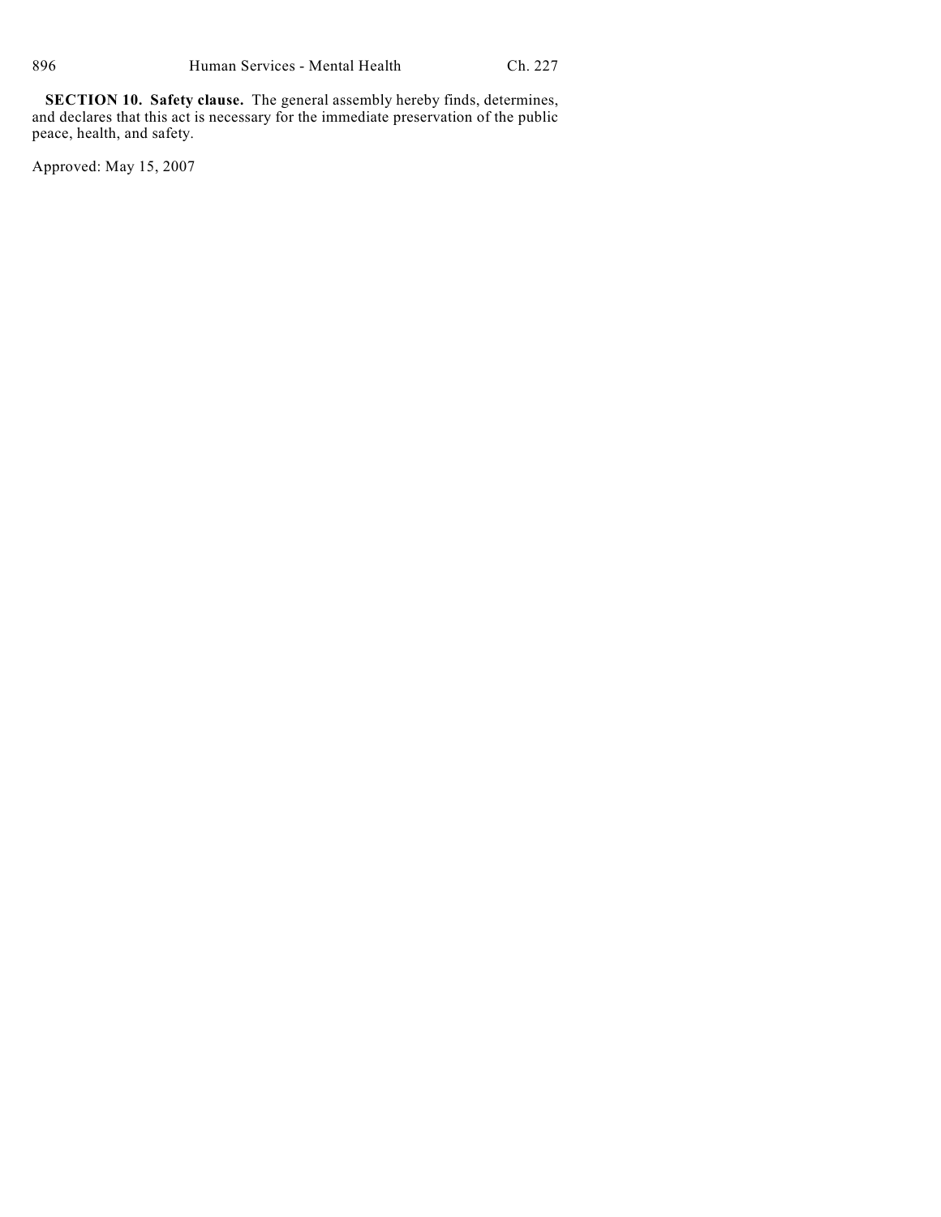**SECTION 10. Safety clause.** The general assembly hereby finds, determines, and declares that this act is necessary for the immediate preservation of the public peace, health, and safety.

Approved: May 15, 2007